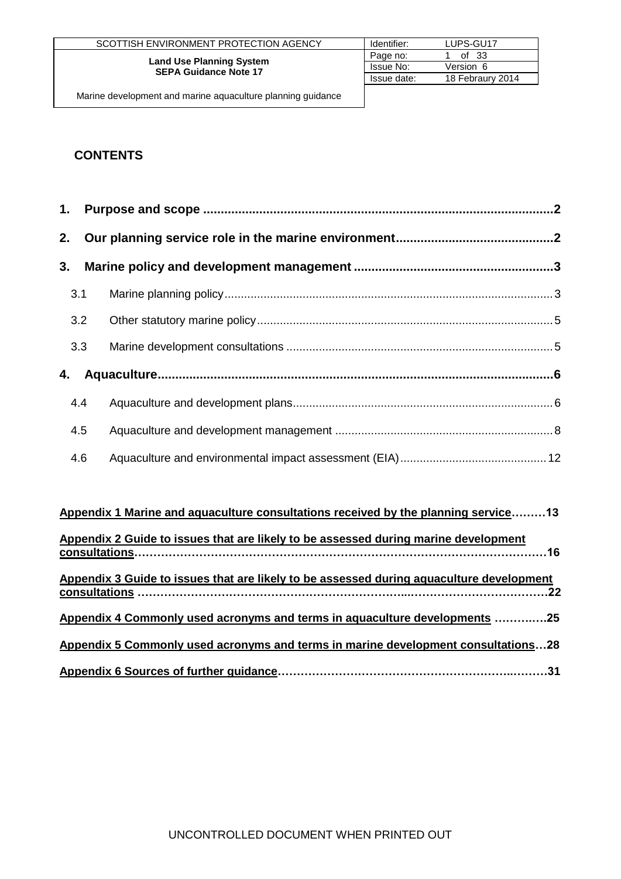## CONTENTS

1. **Purpose and scope** ..... **2**
2. **Our planning service role in the marine environment** ..... **2**
3. **Marine policy and development management** ..... **3**
   - 3.1 Marine planning policy ..... 3
   - 3.2 Other statutory marine policy ..... 5
   - 3.3 Marine development consultations ..... 5
4. **Aquaculture** ..... **6**
   - 4.4 Aquaculture and development plans ..... 6
   - 4.5 Aquaculture and development management ..... 8
   - 4.6 Aquaculture and environmental impact assessment (EIA) ..... 12

**Appendix 1 Marine and aquaculture consultations received by the planning service………13**

**Appendix 2 Guide to issues that are likely to be assessed during marine development consultations……………………………………………………………………………………………16**

**Appendix 3 Guide to issues that are likely to be assessed during aquaculture development consultations …………………………………………………………..…………………………22**

**Appendix 4 Commonly used acronyms and terms in aquaculture developments ………..….25**

**Appendix 5 Commonly used acronyms and terms in marine development consultations…28**

**Appendix 6 Sources of further guidance……………………………………………………..………31**

UNCONTROLLED DOCUMENT WHEN PRINTED OUT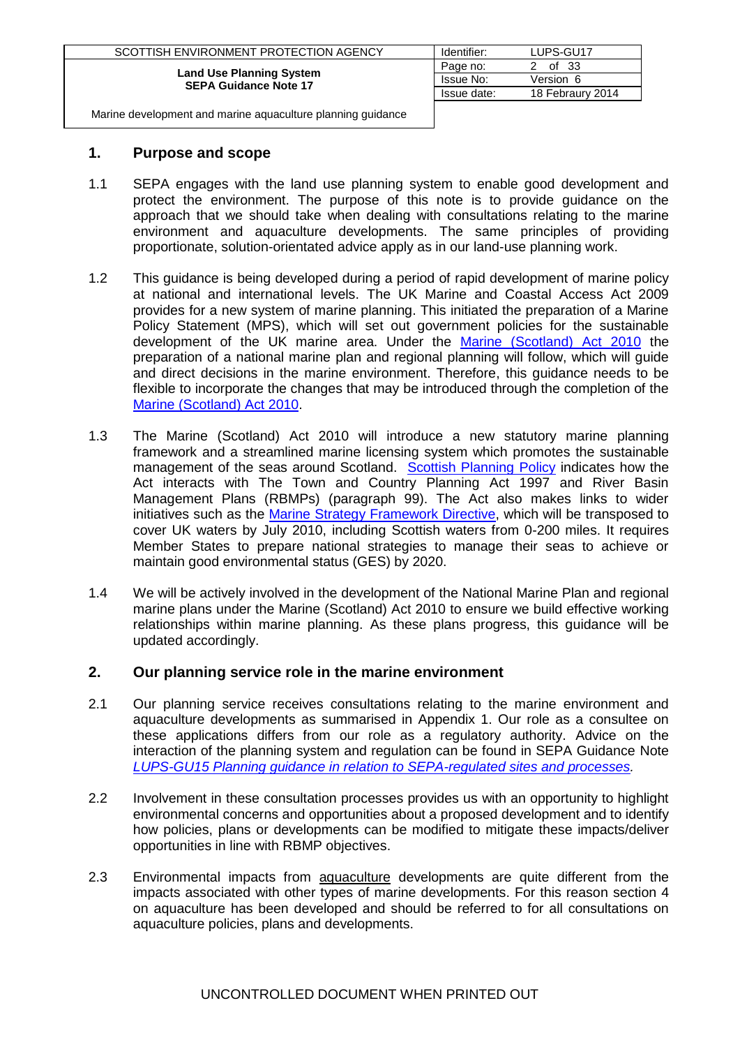## 1. Purpose and scope

1.1 SEPA engages with the land use planning system to enable good development and protect the environment. The purpose of this note is to provide guidance on the approach that we should take when dealing with consultations relating to the marine environment and aquaculture developments. The same principles of providing proportionate, solution-orientated advice apply as in our land-use planning work.

1.2 This guidance is being developed during a period of rapid development of marine policy at national and international levels. The UK Marine and Coastal Access Act 2009 provides for a new system of marine planning. This initiated the preparation of a Marine Policy Statement (MPS), which will set out government policies for the sustainable development of the UK marine area. Under the Marine (Scotland) Act 2010 the preparation of a national marine plan and regional planning will follow, which will guide and direct decisions in the marine environment. Therefore, this guidance needs to be flexible to incorporate the changes that may be introduced through the completion of the Marine (Scotland) Act 2010.

1.3 The Marine (Scotland) Act 2010 will introduce a new statutory marine planning framework and a streamlined marine licensing system which promotes the sustainable management of the seas around Scotland. Scottish Planning Policy indicates how the Act interacts with The Town and Country Planning Act 1997 and River Basin Management Plans (RBMPs) (paragraph 99). The Act also makes links to wider initiatives such as the Marine Strategy Framework Directive, which will be transposed to cover UK waters by July 2010, including Scottish waters from 0-200 miles. It requires Member States to prepare national strategies to manage their seas to achieve or maintain good environmental status (GES) by 2020.

1.4 We will be actively involved in the development of the National Marine Plan and regional marine plans under the Marine (Scotland) Act 2010 to ensure we build effective working relationships within marine planning. As these plans progress, this guidance will be updated accordingly.

## 2. Our planning service role in the marine environment

2.1 Our planning service receives consultations relating to the marine environment and aquaculture developments as summarised in Appendix 1. Our role as a consultee on these applications differs from our role as a regulatory authority. Advice on the interaction of the planning system and regulation can be found in SEPA Guidance Note *LUPS-GU15 Planning guidance in relation to SEPA-regulated sites and processes.*

2.2 Involvement in these consultation processes provides us with an opportunity to highlight environmental concerns and opportunities about a proposed development and to identify how policies, plans or developments can be modified to mitigate these impacts/deliver opportunities in line with RBMP objectives.

2.3 Environmental impacts from aquaculture developments are quite different from the impacts associated with other types of marine developments. For this reason section 4 on aquaculture has been developed and should be referred to for all consultations on aquaculture policies, plans and developments.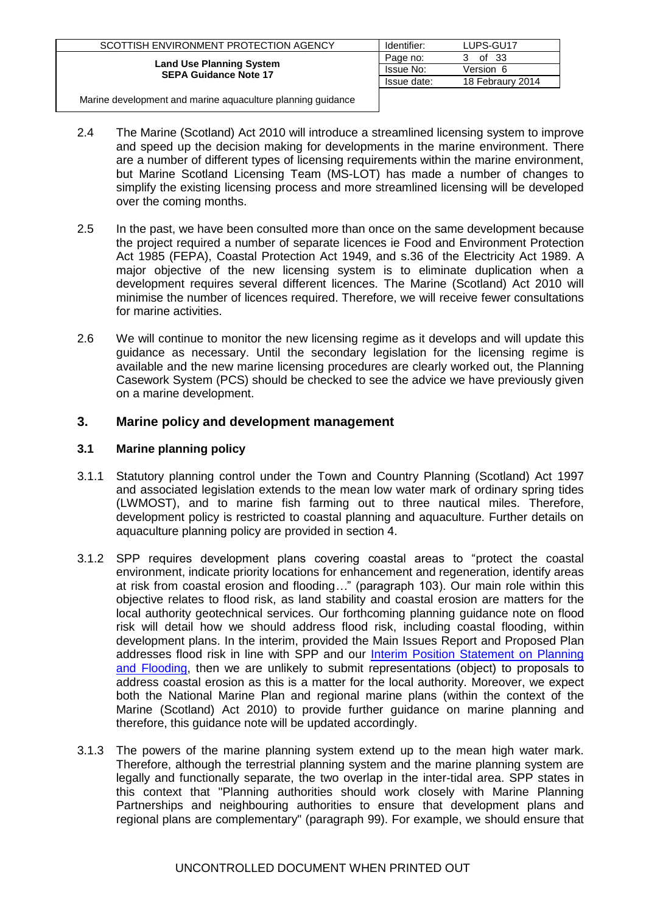2.4 The Marine (Scotland) Act 2010 will introduce a streamlined licensing system to improve and speed up the decision making for developments in the marine environment. There are a number of different types of licensing requirements within the marine environment, but Marine Scotland Licensing Team (MS-LOT) has made a number of changes to simplify the existing licensing process and more streamlined licensing will be developed over the coming months.

2.5 In the past, we have been consulted more than once on the same development because the project required a number of separate licences ie Food and Environment Protection Act 1985 (FEPA), Coastal Protection Act 1949, and s.36 of the Electricity Act 1989. A major objective of the new licensing system is to eliminate duplication when a development requires several different licences. The Marine (Scotland) Act 2010 will minimise the number of licences required. Therefore, we will receive fewer consultations for marine activities.

2.6 We will continue to monitor the new licensing regime as it develops and will update this guidance as necessary. Until the secondary legislation for the licensing regime is available and the new marine licensing procedures are clearly worked out, the Planning Casework System (PCS) should be checked to see the advice we have previously given on a marine development.

## 3. Marine policy and development management

### 3.1 Marine planning policy

3.1.1 Statutory planning control under the Town and Country Planning (Scotland) Act 1997 and associated legislation extends to the mean low water mark of ordinary spring tides (LWMOST), and to marine fish farming out to three nautical miles. Therefore, development policy is restricted to coastal planning and aquaculture. Further details on aquaculture planning policy are provided in section 4.

3.1.2 SPP requires development plans covering coastal areas to "protect the coastal environment, indicate priority locations for enhancement and regeneration, identify areas at risk from coastal erosion and flooding…" (paragraph 103). Our main role within this objective relates to flood risk, as land stability and coastal erosion are matters for the local authority geotechnical services. Our forthcoming planning guidance note on flood risk will detail how we should address flood risk, including coastal flooding, within development plans. In the interim, provided the Main Issues Report and Proposed Plan addresses flood risk in line with SPP and our Interim Position Statement on Planning and Flooding, then we are unlikely to submit representations (object) to proposals to address coastal erosion as this is a matter for the local authority. Moreover, we expect both the National Marine Plan and regional marine plans (within the context of the Marine (Scotland) Act 2010) to provide further guidance on marine planning and therefore, this guidance note will be updated accordingly.

3.1.3 The powers of the marine planning system extend up to the mean high water mark. Therefore, although the terrestrial planning system and the marine planning system are legally and functionally separate, the two overlap in the inter-tidal area. SPP states in this context that "Planning authorities should work closely with Marine Planning Partnerships and neighbouring authorities to ensure that development plans and regional plans are complementary" (paragraph 99). For example, we should ensure that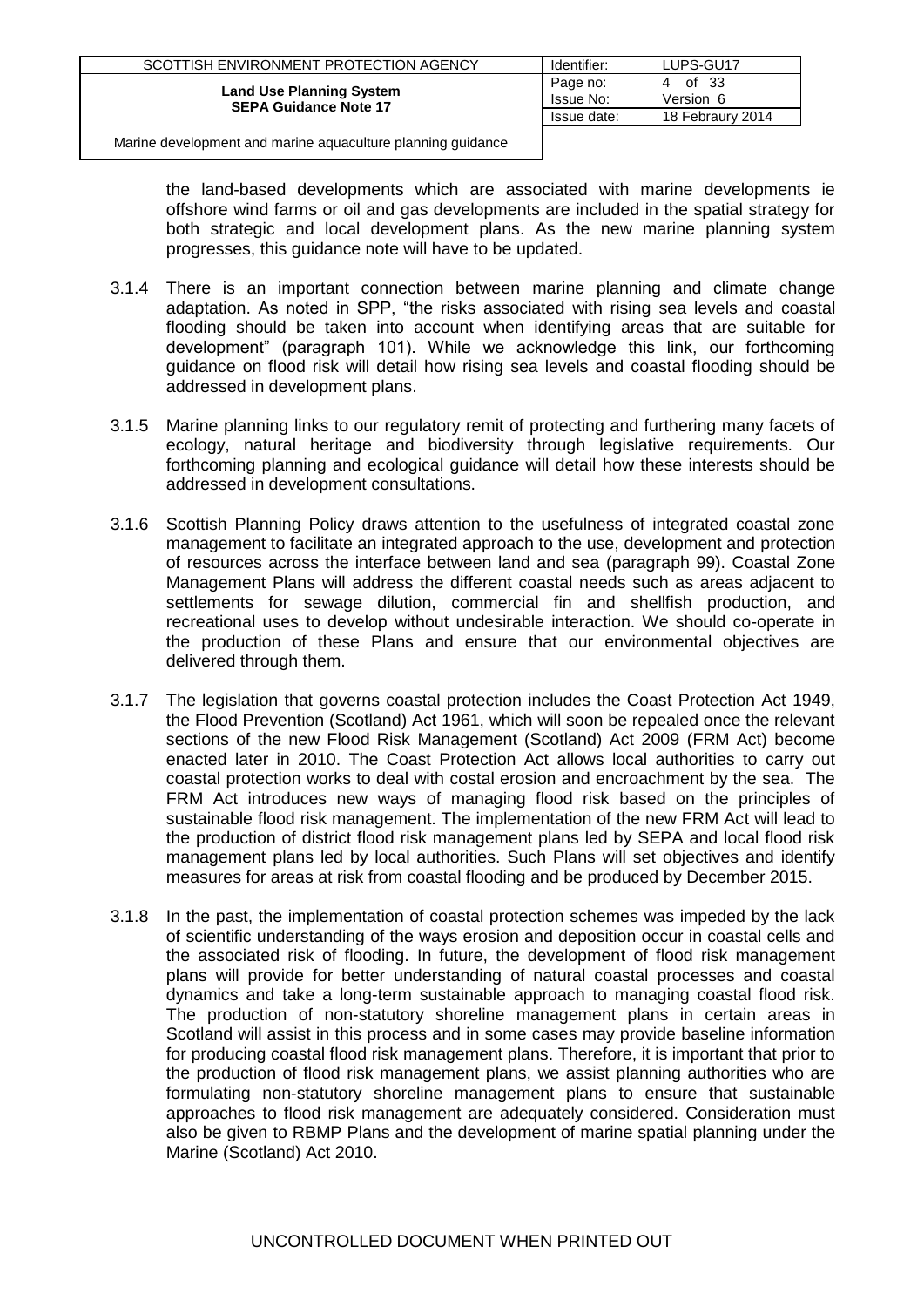the land-based developments which are associated with marine developments ie offshore wind farms or oil and gas developments are included in the spatial strategy for both strategic and local development plans. As the new marine planning system progresses, this guidance note will have to be updated.

3.1.4 There is an important connection between marine planning and climate change adaptation. As noted in SPP, "the risks associated with rising sea levels and coastal flooding should be taken into account when identifying areas that are suitable for development" (paragraph 101). While we acknowledge this link, our forthcoming guidance on flood risk will detail how rising sea levels and coastal flooding should be addressed in development plans.

3.1.5 Marine planning links to our regulatory remit of protecting and furthering many facets of ecology, natural heritage and biodiversity through legislative requirements. Our forthcoming planning and ecological guidance will detail how these interests should be addressed in development consultations.

3.1.6 Scottish Planning Policy draws attention to the usefulness of integrated coastal zone management to facilitate an integrated approach to the use, development and protection of resources across the interface between land and sea (paragraph 99). Coastal Zone Management Plans will address the different coastal needs such as areas adjacent to settlements for sewage dilution, commercial fin and shellfish production, and recreational uses to develop without undesirable interaction. We should co-operate in the production of these Plans and ensure that our environmental objectives are delivered through them.

3.1.7 The legislation that governs coastal protection includes the Coast Protection Act 1949, the Flood Prevention (Scotland) Act 1961, which will soon be repealed once the relevant sections of the new Flood Risk Management (Scotland) Act 2009 (FRM Act) become enacted later in 2010. The Coast Protection Act allows local authorities to carry out coastal protection works to deal with costal erosion and encroachment by the sea. The FRM Act introduces new ways of managing flood risk based on the principles of sustainable flood risk management. The implementation of the new FRM Act will lead to the production of district flood risk management plans led by SEPA and local flood risk management plans led by local authorities. Such Plans will set objectives and identify measures for areas at risk from coastal flooding and be produced by December 2015.

3.1.8 In the past, the implementation of coastal protection schemes was impeded by the lack of scientific understanding of the ways erosion and deposition occur in coastal cells and the associated risk of flooding. In future, the development of flood risk management plans will provide for better understanding of natural coastal processes and coastal dynamics and take a long-term sustainable approach to managing coastal flood risk. The production of non-statutory shoreline management plans in certain areas in Scotland will assist in this process and in some cases may provide baseline information for producing coastal flood risk management plans. Therefore, it is important that prior to the production of flood risk management plans, we assist planning authorities who are formulating non-statutory shoreline management plans to ensure that sustainable approaches to flood risk management are adequately considered. Consideration must also be given to RBMP Plans and the development of marine spatial planning under the Marine (Scotland) Act 2010.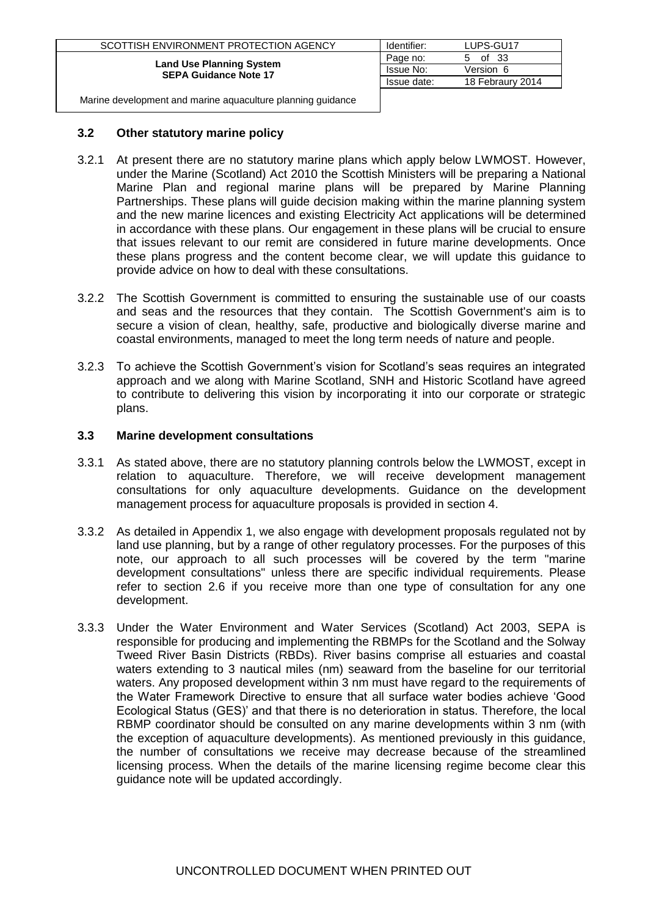### 3.2 Other statutory marine policy

3.2.1 At present there are no statutory marine plans which apply below LWMOST. However, under the Marine (Scotland) Act 2010 the Scottish Ministers will be preparing a National Marine Plan and regional marine plans will be prepared by Marine Planning Partnerships. These plans will guide decision making within the marine planning system and the new marine licences and existing Electricity Act applications will be determined in accordance with these plans. Our engagement in these plans will be crucial to ensure that issues relevant to our remit are considered in future marine developments. Once these plans progress and the content become clear, we will update this guidance to provide advice on how to deal with these consultations.

3.2.2 The Scottish Government is committed to ensuring the sustainable use of our coasts and seas and the resources that they contain. The Scottish Government's aim is to secure a vision of clean, healthy, safe, productive and biologically diverse marine and coastal environments, managed to meet the long term needs of nature and people.

3.2.3 To achieve the Scottish Government's vision for Scotland's seas requires an integrated approach and we along with Marine Scotland, SNH and Historic Scotland have agreed to contribute to delivering this vision by incorporating it into our corporate or strategic plans.

### 3.3 Marine development consultations

3.3.1 As stated above, there are no statutory planning controls below the LWMOST, except in relation to aquaculture. Therefore, we will receive development management consultations for only aquaculture developments. Guidance on the development management process for aquaculture proposals is provided in section 4.

3.3.2 As detailed in Appendix 1, we also engage with development proposals regulated not by land use planning, but by a range of other regulatory processes. For the purposes of this note, our approach to all such processes will be covered by the term "marine development consultations" unless there are specific individual requirements. Please refer to section 2.6 if you receive more than one type of consultation for any one development.

3.3.3 Under the Water Environment and Water Services (Scotland) Act 2003, SEPA is responsible for producing and implementing the RBMPs for the Scotland and the Solway Tweed River Basin Districts (RBDs). River basins comprise all estuaries and coastal waters extending to 3 nautical miles (nm) seaward from the baseline for our territorial waters. Any proposed development within 3 nm must have regard to the requirements of the Water Framework Directive to ensure that all surface water bodies achieve 'Good Ecological Status (GES)' and that there is no deterioration in status. Therefore, the local RBMP coordinator should be consulted on any marine developments within 3 nm (with the exception of aquaculture developments). As mentioned previously in this guidance, the number of consultations we receive may decrease because of the streamlined licensing process. When the details of the marine licensing regime become clear this guidance note will be updated accordingly.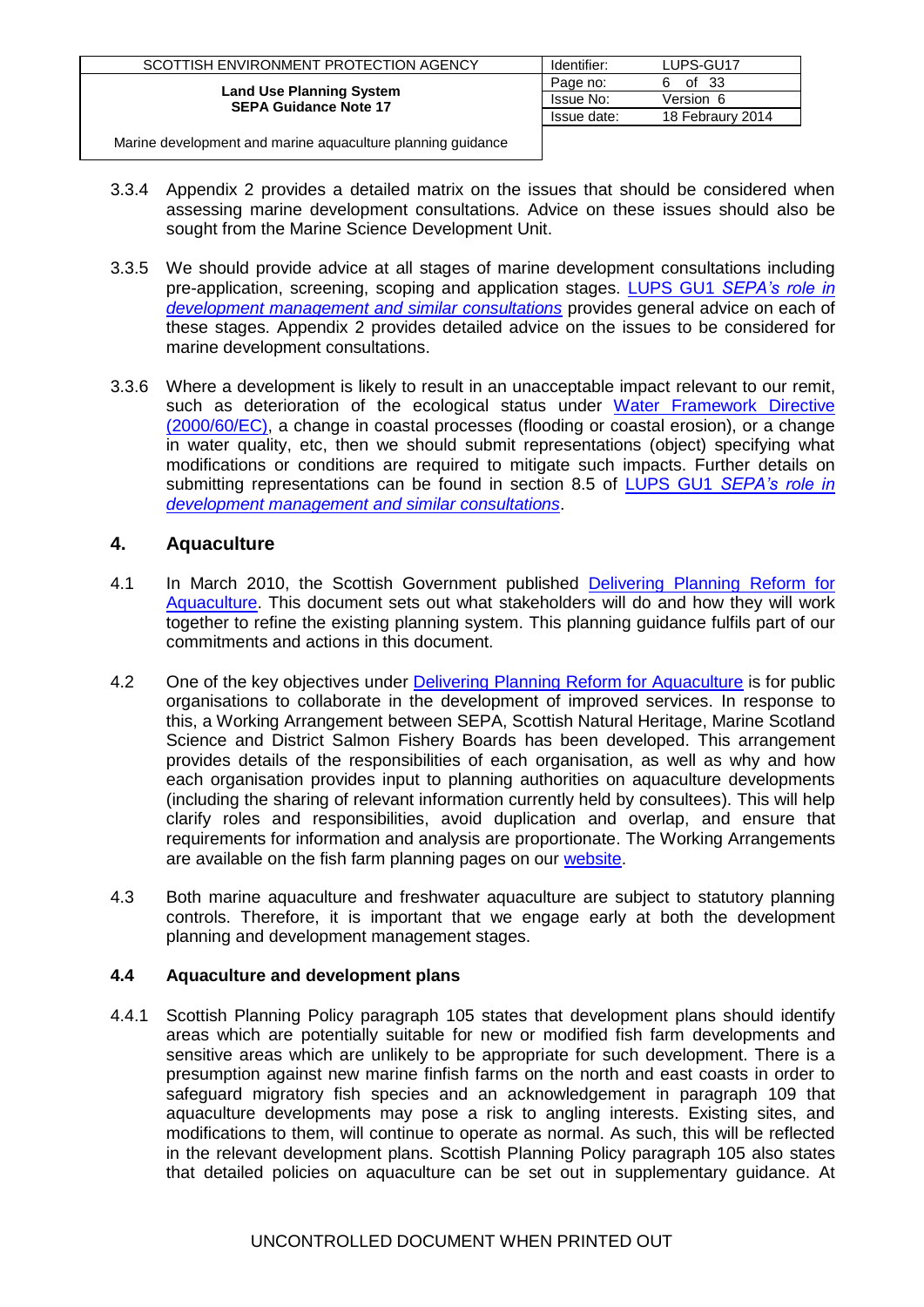3.3.4 Appendix 2 provides a detailed matrix on the issues that should be considered when assessing marine development consultations. Advice on these issues should also be sought from the Marine Science Development Unit.

3.3.5 We should provide advice at all stages of marine development consultations including pre-application, screening, scoping and application stages. LUPS GU1 *SEPA's role in development management and similar consultations* provides general advice on each of these stages. Appendix 2 provides detailed advice on the issues to be considered for marine development consultations.

3.3.6 Where a development is likely to result in an unacceptable impact relevant to our remit, such as deterioration of the ecological status under Water Framework Directive (2000/60/EC), a change in coastal processes (flooding or coastal erosion), or a change in water quality, etc, then we should submit representations (object) specifying what modifications or conditions are required to mitigate such impacts. Further details on submitting representations can be found in section 8.5 of LUPS GU1 *SEPA's role in development management and similar consultations*.

## 4. Aquaculture

4.1 In March 2010, the Scottish Government published Delivering Planning Reform for Aquaculture. This document sets out what stakeholders will do and how they will work together to refine the existing planning system. This planning guidance fulfils part of our commitments and actions in this document.

4.2 One of the key objectives under Delivering Planning Reform for Aquaculture is for public organisations to collaborate in the development of improved services. In response to this, a Working Arrangement between SEPA, Scottish Natural Heritage, Marine Scotland Science and District Salmon Fishery Boards has been developed. This arrangement provides details of the responsibilities of each organisation, as well as why and how each organisation provides input to planning authorities on aquaculture developments (including the sharing of relevant information currently held by consultees). This will help clarify roles and responsibilities, avoid duplication and overlap, and ensure that requirements for information and analysis are proportionate. The Working Arrangements are available on the fish farm planning pages on our website.

4.3 Both marine aquaculture and freshwater aquaculture are subject to statutory planning controls. Therefore, it is important that we engage early at both the development planning and development management stages.

### 4.4 Aquaculture and development plans

4.4.1 Scottish Planning Policy paragraph 105 states that development plans should identify areas which are potentially suitable for new or modified fish farm developments and sensitive areas which are unlikely to be appropriate for such development. There is a presumption against new marine finfish farms on the north and east coasts in order to safeguard migratory fish species and an acknowledgement in paragraph 109 that aquaculture developments may pose a risk to angling interests. Existing sites, and modifications to them, will continue to operate as normal. As such, this will be reflected in the relevant development plans. Scottish Planning Policy paragraph 105 also states that detailed policies on aquaculture can be set out in supplementary guidance. At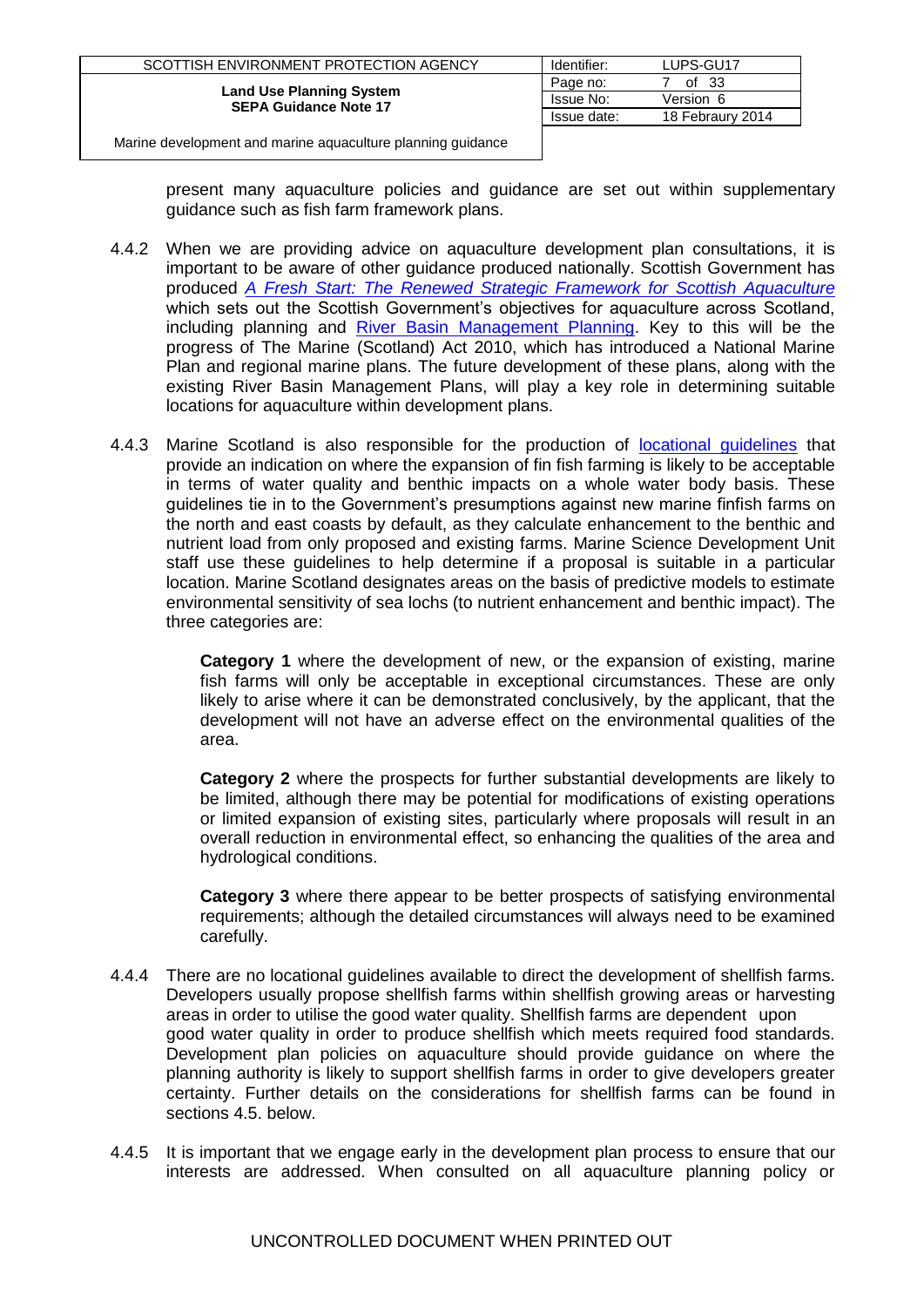present many aquaculture policies and guidance are set out within supplementary guidance such as fish farm framework plans.

4.4.2 When we are providing advice on aquaculture development plan consultations, it is important to be aware of other guidance produced nationally. Scottish Government has produced *A Fresh Start: The Renewed Strategic Framework for Scottish Aquaculture* which sets out the Scottish Government's objectives for aquaculture across Scotland, including planning and River Basin Management Planning. Key to this will be the progress of The Marine (Scotland) Act 2010, which has introduced a National Marine Plan and regional marine plans. The future development of these plans, along with the existing River Basin Management Plans, will play a key role in determining suitable locations for aquaculture within development plans.

4.4.3 Marine Scotland is also responsible for the production of locational guidelines that provide an indication on where the expansion of fin fish farming is likely to be acceptable in terms of water quality and benthic impacts on a whole water body basis. These guidelines tie in to the Government's presumptions against new marine finfish farms on the north and east coasts by default, as they calculate enhancement to the benthic and nutrient load from only proposed and existing farms. Marine Science Development Unit staff use these guidelines to help determine if a proposal is suitable in a particular location. Marine Scotland designates areas on the basis of predictive models to estimate environmental sensitivity of sea lochs (to nutrient enhancement and benthic impact). The three categories are:

> **Category 1** where the development of new, or the expansion of existing, marine fish farms will only be acceptable in exceptional circumstances. These are only likely to arise where it can be demonstrated conclusively, by the applicant, that the development will not have an adverse effect on the environmental qualities of the area.
>
> **Category 2** where the prospects for further substantial developments are likely to be limited, although there may be potential for modifications of existing operations or limited expansion of existing sites, particularly where proposals will result in an overall reduction in environmental effect, so enhancing the qualities of the area and hydrological conditions.
>
> **Category 3** where there appear to be better prospects of satisfying environmental requirements; although the detailed circumstances will always need to be examined carefully.

4.4.4 There are no locational guidelines available to direct the development of shellfish farms. Developers usually propose shellfish farms within shellfish growing areas or harvesting areas in order to utilise the good water quality. Shellfish farms are dependent upon good water quality in order to produce shellfish which meets required food standards. Development plan policies on aquaculture should provide guidance on where the planning authority is likely to support shellfish farms in order to give developers greater certainty. Further details on the considerations for shellfish farms can be found in sections 4.5. below.

4.4.5 It is important that we engage early in the development plan process to ensure that our interests are addressed. When consulted on all aquaculture planning policy or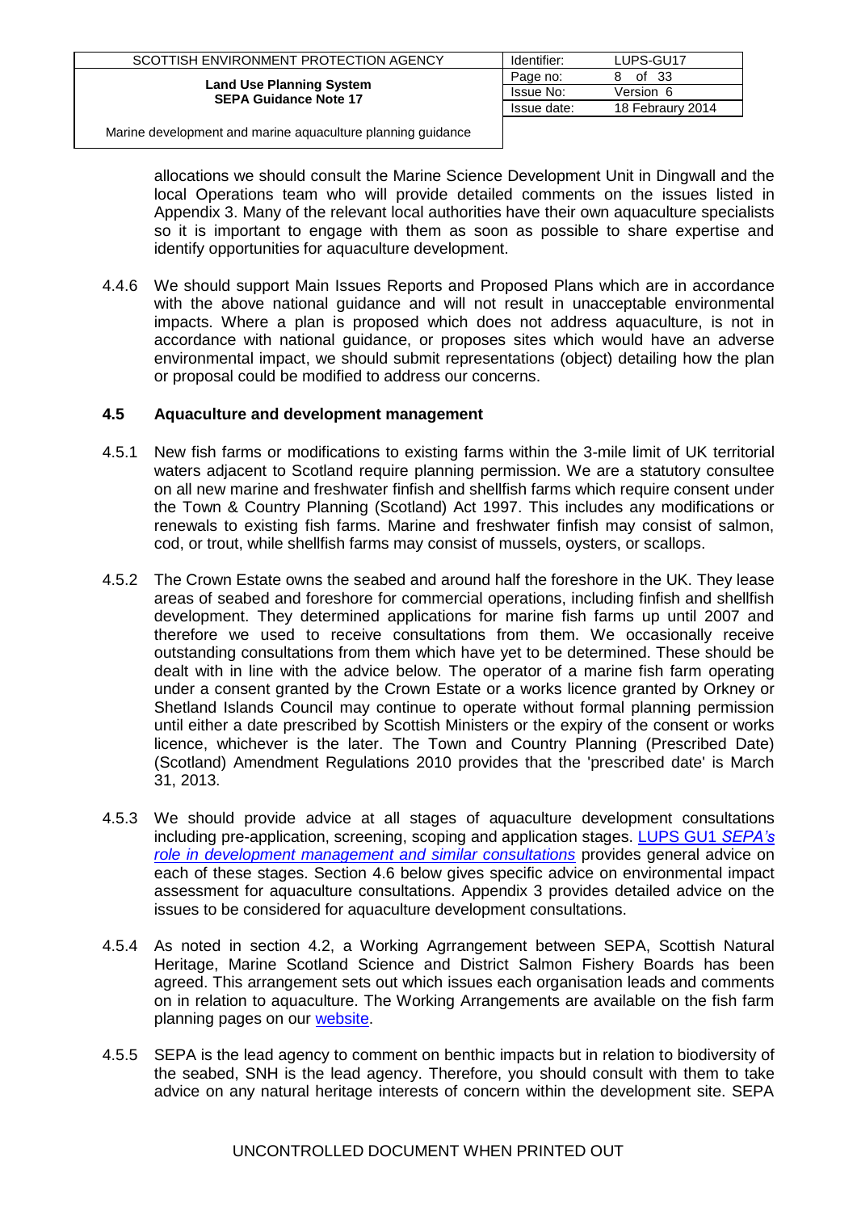allocations we should consult the Marine Science Development Unit in Dingwall and the local Operations team who will provide detailed comments on the issues listed in Appendix 3. Many of the relevant local authorities have their own aquaculture specialists so it is important to engage with them as soon as possible to share expertise and identify opportunities for aquaculture development.

4.4.6 We should support Main Issues Reports and Proposed Plans which are in accordance with the above national guidance and will not result in unacceptable environmental impacts. Where a plan is proposed which does not address aquaculture, is not in accordance with national guidance, or proposes sites which would have an adverse environmental impact, we should submit representations (object) detailing how the plan or proposal could be modified to address our concerns.

### 4.5 Aquaculture and development management

4.5.1 New fish farms or modifications to existing farms within the 3-mile limit of UK territorial waters adjacent to Scotland require planning permission. We are a statutory consultee on all new marine and freshwater finfish and shellfish farms which require consent under the Town & Country Planning (Scotland) Act 1997. This includes any modifications or renewals to existing fish farms. Marine and freshwater finfish may consist of salmon, cod, or trout, while shellfish farms may consist of mussels, oysters, or scallops.

4.5.2 The Crown Estate owns the seabed and around half the foreshore in the UK. They lease areas of seabed and foreshore for commercial operations, including finfish and shellfish development. They determined applications for marine fish farms up until 2007 and therefore we used to receive consultations from them. We occasionally receive outstanding consultations from them which have yet to be determined. These should be dealt with in line with the advice below. The operator of a marine fish farm operating under a consent granted by the Crown Estate or a works licence granted by Orkney or Shetland Islands Council may continue to operate without formal planning permission until either a date prescribed by Scottish Ministers or the expiry of the consent or works licence, whichever is the later. The Town and Country Planning (Prescribed Date) (Scotland) Amendment Regulations 2010 provides that the 'prescribed date' is March 31, 2013.

4.5.3 We should provide advice at all stages of aquaculture development consultations including pre-application, screening, scoping and application stages. LUPS GU1 *SEPA's role in development management and similar consultations* provides general advice on each of these stages. Section 4.6 below gives specific advice on environmental impact assessment for aquaculture consultations. Appendix 3 provides detailed advice on the issues to be considered for aquaculture development consultations.

4.5.4 As noted in section 4.2, a Working Agrrangement between SEPA, Scottish Natural Heritage, Marine Scotland Science and District Salmon Fishery Boards has been agreed. This arrangement sets out which issues each organisation leads and comments on in relation to aquaculture. The Working Arrangements are available on the fish farm planning pages on our website.

4.5.5 SEPA is the lead agency to comment on benthic impacts but in relation to biodiversity of the seabed, SNH is the lead agency. Therefore, you should consult with them to take advice on any natural heritage interests of concern within the development site. SEPA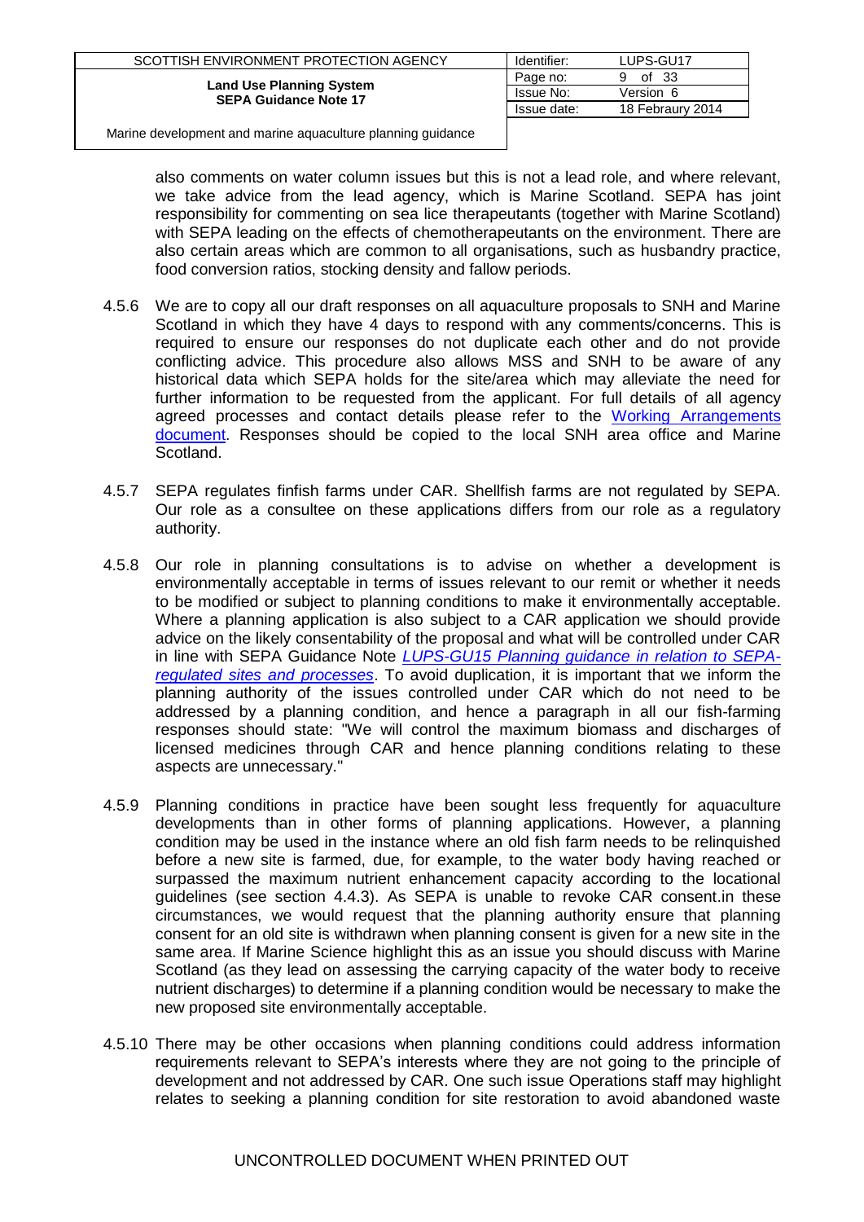also comments on water column issues but this is not a lead role, and where relevant, we take advice from the lead agency, which is Marine Scotland. SEPA has joint responsibility for commenting on sea lice therapeutants (together with Marine Scotland) with SEPA leading on the effects of chemotherapeutants on the environment. There are also certain areas which are common to all organisations, such as husbandry practice, food conversion ratios, stocking density and fallow periods.

4.5.6 We are to copy all our draft responses on all aquaculture proposals to SNH and Marine Scotland in which they have 4 days to respond with any comments/concerns. This is required to ensure our responses do not duplicate each other and do not provide conflicting advice. This procedure also allows MSS and SNH to be aware of any historical data which SEPA holds for the site/area which may alleviate the need for further information to be requested from the applicant. For full details of all agency agreed processes and contact details please refer to the Working Arrangements document. Responses should be copied to the local SNH area office and Marine Scotland.

4.5.7 SEPA regulates finfish farms under CAR. Shellfish farms are not regulated by SEPA. Our role as a consultee on these applications differs from our role as a regulatory authority.

4.5.8 Our role in planning consultations is to advise on whether a development is environmentally acceptable in terms of issues relevant to our remit or whether it needs to be modified or subject to planning conditions to make it environmentally acceptable. Where a planning application is also subject to a CAR application we should provide advice on the likely consentability of the proposal and what will be controlled under CAR in line with SEPA Guidance Note *LUPS-GU15 Planning guidance in relation to SEPA-regulated sites and processes*. To avoid duplication, it is important that we inform the planning authority of the issues controlled under CAR which do not need to be addressed by a planning condition, and hence a paragraph in all our fish-farming responses should state: "We will control the maximum biomass and discharges of licensed medicines through CAR and hence planning conditions relating to these aspects are unnecessary."

4.5.9 Planning conditions in practice have been sought less frequently for aquaculture developments than in other forms of planning applications. However, a planning condition may be used in the instance where an old fish farm needs to be relinquished before a new site is farmed, due, for example, to the water body having reached or surpassed the maximum nutrient enhancement capacity according to the locational guidelines (see section 4.4.3). As SEPA is unable to revoke CAR consent.in these circumstances, we would request that the planning authority ensure that planning consent for an old site is withdrawn when planning consent is given for a new site in the same area. If Marine Science highlight this as an issue you should discuss with Marine Scotland (as they lead on assessing the carrying capacity of the water body to receive nutrient discharges) to determine if a planning condition would be necessary to make the new proposed site environmentally acceptable.

4.5.10 There may be other occasions when planning conditions could address information requirements relevant to SEPA's interests where they are not going to the principle of development and not addressed by CAR. One such issue Operations staff may highlight relates to seeking a planning condition for site restoration to avoid abandoned waste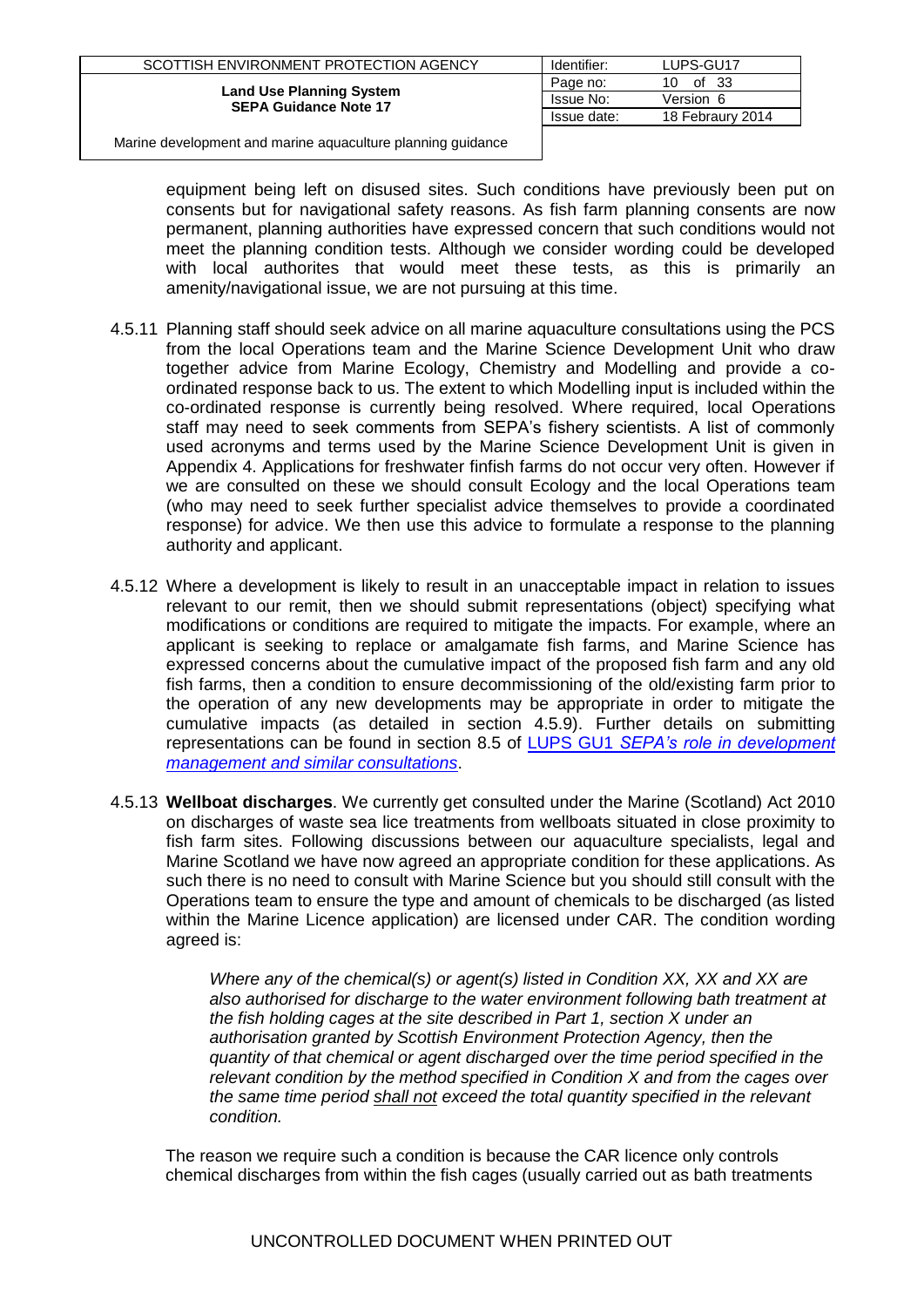equipment being left on disused sites. Such conditions have previously been put on consents but for navigational safety reasons. As fish farm planning consents are now permanent, planning authorities have expressed concern that such conditions would not meet the planning condition tests. Although we consider wording could be developed with local authorites that would meet these tests, as this is primarily an amenity/navigational issue, we are not pursuing at this time.

4.5.11 Planning staff should seek advice on all marine aquaculture consultations using the PCS from the local Operations team and the Marine Science Development Unit who draw together advice from Marine Ecology, Chemistry and Modelling and provide a co-ordinated response back to us. The extent to which Modelling input is included within the co-ordinated response is currently being resolved. Where required, local Operations staff may need to seek comments from SEPA's fishery scientists. A list of commonly used acronyms and terms used by the Marine Science Development Unit is given in Appendix 4. Applications for freshwater finfish farms do not occur very often. However if we are consulted on these we should consult Ecology and the local Operations team (who may need to seek further specialist advice themselves to provide a coordinated response) for advice. We then use this advice to formulate a response to the planning authority and applicant.

4.5.12 Where a development is likely to result in an unacceptable impact in relation to issues relevant to our remit, then we should submit representations (object) specifying what modifications or conditions are required to mitigate the impacts. For example, where an applicant is seeking to replace or amalgamate fish farms, and Marine Science has expressed concerns about the cumulative impact of the proposed fish farm and any old fish farms, then a condition to ensure decommissioning of the old/existing farm prior to the operation of any new developments may be appropriate in order to mitigate the cumulative impacts (as detailed in section 4.5.9). Further details on submitting representations can be found in section 8.5 of LUPS GU1 *SEPA's role in development management and similar consultations*.

4.5.13 **Wellboat discharges**. We currently get consulted under the Marine (Scotland) Act 2010 on discharges of waste sea lice treatments from wellboats situated in close proximity to fish farm sites. Following discussions between our aquaculture specialists, legal and Marine Scotland we have now agreed an appropriate condition for these applications. As such there is no need to consult with Marine Science but you should still consult with the Operations team to ensure the type and amount of chemicals to be discharged (as listed within the Marine Licence application) are licensed under CAR. The condition wording agreed is:

> *Where any of the chemical(s) or agent(s) listed in Condition XX, XX and XX are also authorised for discharge to the water environment following bath treatment at the fish holding cages at the site described in Part 1, section X under an authorisation granted by Scottish Environment Protection Agency, then the quantity of that chemical or agent discharged over the time period specified in the relevant condition by the method specified in Condition X and from the cages over the same time period* <u>*shall not*</u> *exceed the total quantity specified in the relevant condition.*

The reason we require such a condition is because the CAR licence only controls chemical discharges from within the fish cages (usually carried out as bath treatments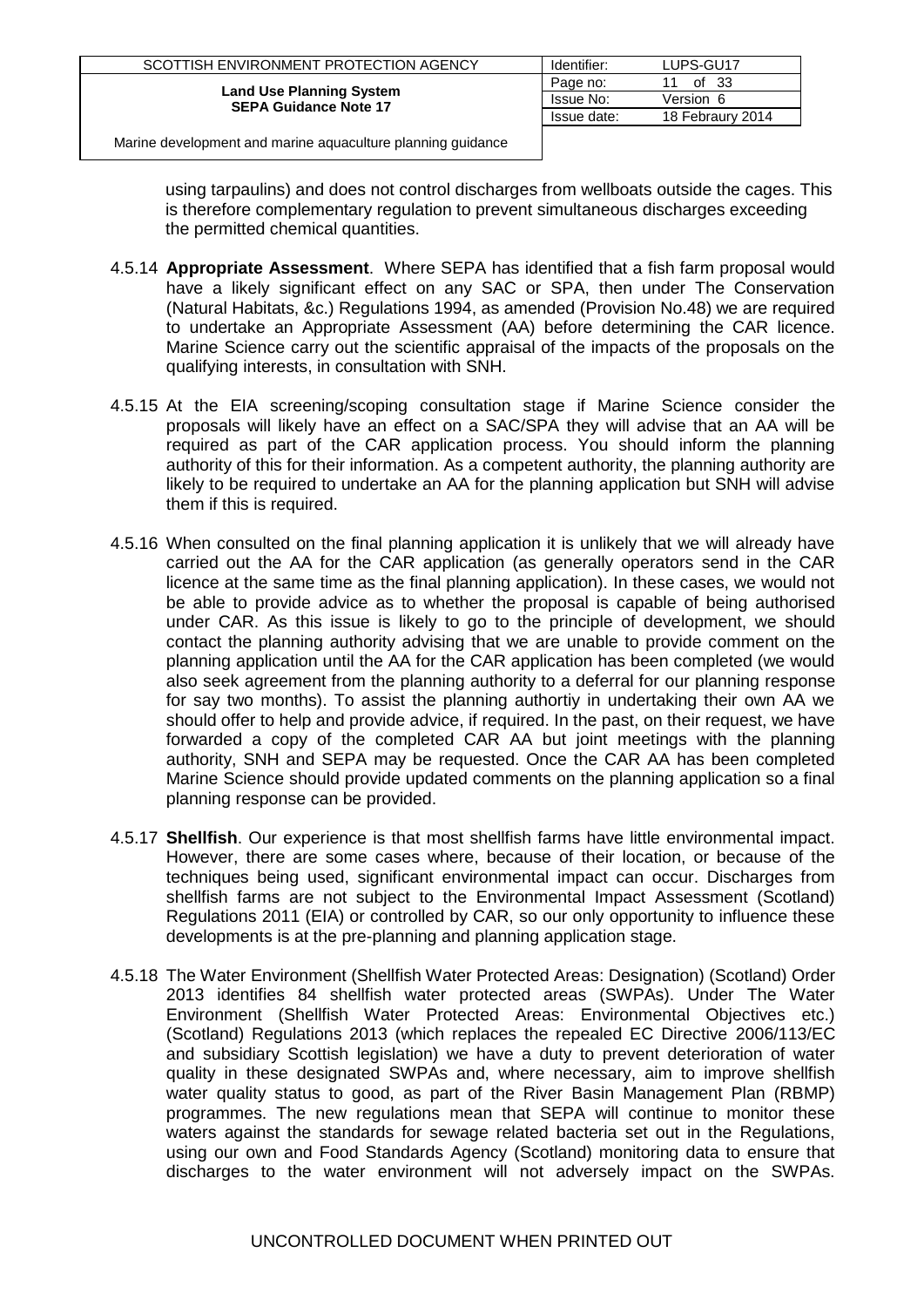using tarpaulins) and does not control discharges from wellboats outside the cages. This is therefore complementary regulation to prevent simultaneous discharges exceeding the permitted chemical quantities.

4.5.14 **Appropriate Assessment**. Where SEPA has identified that a fish farm proposal would have a likely significant effect on any SAC or SPA, then under The Conservation (Natural Habitats, &c.) Regulations 1994, as amended (Provision No.48) we are required to undertake an Appropriate Assessment (AA) before determining the CAR licence. Marine Science carry out the scientific appraisal of the impacts of the proposals on the qualifying interests, in consultation with SNH.

4.5.15 At the EIA screening/scoping consultation stage if Marine Science consider the proposals will likely have an effect on a SAC/SPA they will advise that an AA will be required as part of the CAR application process. You should inform the planning authority of this for their information. As a competent authority, the planning authority are likely to be required to undertake an AA for the planning application but SNH will advise them if this is required.

4.5.16 When consulted on the final planning application it is unlikely that we will already have carried out the AA for the CAR application (as generally operators send in the CAR licence at the same time as the final planning application). In these cases, we would not be able to provide advice as to whether the proposal is capable of being authorised under CAR. As this issue is likely to go to the principle of development, we should contact the planning authority advising that we are unable to provide comment on the planning application until the AA for the CAR application has been completed (we would also seek agreement from the planning authority to a deferral for our planning response for say two months). To assist the planning authortiy in undertaking their own AA we should offer to help and provide advice, if required. In the past, on their request, we have forwarded a copy of the completed CAR AA but joint meetings with the planning authority, SNH and SEPA may be requested. Once the CAR AA has been completed Marine Science should provide updated comments on the planning application so a final planning response can be provided.

4.5.17 **Shellfish**. Our experience is that most shellfish farms have little environmental impact. However, there are some cases where, because of their location, or because of the techniques being used, significant environmental impact can occur. Discharges from shellfish farms are not subject to the Environmental Impact Assessment (Scotland) Regulations 2011 (EIA) or controlled by CAR, so our only opportunity to influence these developments is at the pre-planning and planning application stage.

4.5.18 The Water Environment (Shellfish Water Protected Areas: Designation) (Scotland) Order 2013 identifies 84 shellfish water protected areas (SWPAs). Under The Water Environment (Shellfish Water Protected Areas: Environmental Objectives etc.) (Scotland) Regulations 2013 (which replaces the repealed EC Directive 2006/113/EC and subsidiary Scottish legislation) we have a duty to prevent deterioration of water quality in these designated SWPAs and, where necessary, aim to improve shellfish water quality status to good, as part of the River Basin Management Plan (RBMP) programmes. The new regulations mean that SEPA will continue to monitor these waters against the standards for sewage related bacteria set out in the Regulations, using our own and Food Standards Agency (Scotland) monitoring data to ensure that discharges to the water environment will not adversely impact on the SWPAs.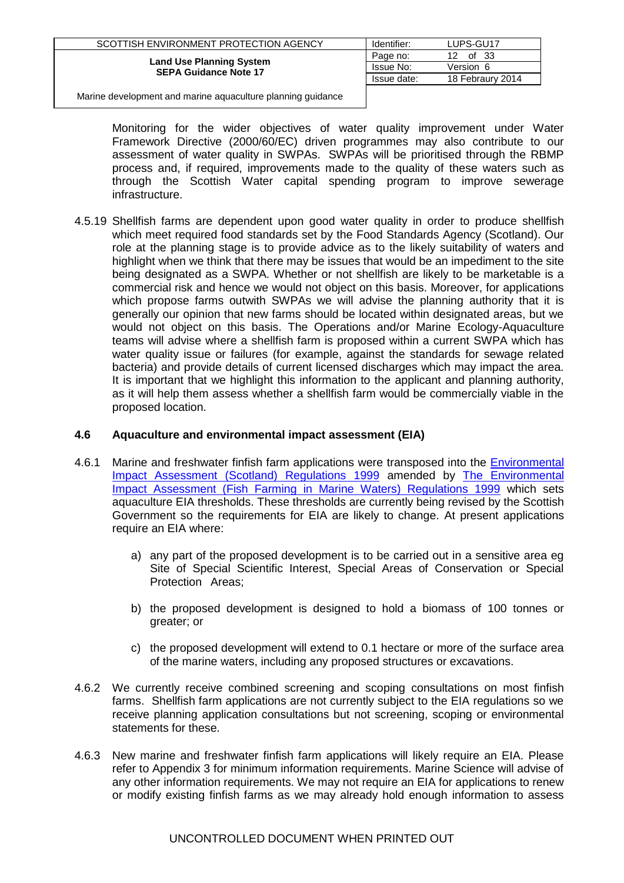Monitoring for the wider objectives of water quality improvement under Water Framework Directive (2000/60/EC) driven programmes may also contribute to our assessment of water quality in SWPAs. SWPAs will be prioritised through the RBMP process and, if required, improvements made to the quality of these waters such as through the Scottish Water capital spending program to improve sewerage infrastructure.

4.5.19 Shellfish farms are dependent upon good water quality in order to produce shellfish which meet required food standards set by the Food Standards Agency (Scotland). Our role at the planning stage is to provide advice as to the likely suitability of waters and highlight when we think that there may be issues that would be an impediment to the site being designated as a SWPA. Whether or not shellfish are likely to be marketable is a commercial risk and hence we would not object on this basis. Moreover, for applications which propose farms outwith SWPAs we will advise the planning authority that it is generally our opinion that new farms should be located within designated areas, but we would not object on this basis. The Operations and/or Marine Ecology-Aquaculture teams will advise where a shellfish farm is proposed within a current SWPA which has water quality issue or failures (for example, against the standards for sewage related bacteria) and provide details of current licensed discharges which may impact the area. It is important that we highlight this information to the applicant and planning authority, as it will help them assess whether a shellfish farm would be commercially viable in the proposed location.

### 4.6 Aquaculture and environmental impact assessment (EIA)

4.6.1 Marine and freshwater finfish farm applications were transposed into the Environmental Impact Assessment (Scotland) Regulations 1999 amended by The Environmental Impact Assessment (Fish Farming in Marine Waters) Regulations 1999 which sets aquaculture EIA thresholds. These thresholds are currently being revised by the Scottish Government so the requirements for EIA are likely to change. At present applications require an EIA where:

a) any part of the proposed development is to be carried out in a sensitive area eg Site of Special Scientific Interest, Special Areas of Conservation or Special Protection Areas;

b) the proposed development is designed to hold a biomass of 100 tonnes or greater; or

c) the proposed development will extend to 0.1 hectare or more of the surface area of the marine waters, including any proposed structures or excavations.

4.6.2 We currently receive combined screening and scoping consultations on most finfish farms. Shellfish farm applications are not currently subject to the EIA regulations so we receive planning application consultations but not screening, scoping or environmental statements for these.

4.6.3 New marine and freshwater finfish farm applications will likely require an EIA. Please refer to Appendix 3 for minimum information requirements. Marine Science will advise of any other information requirements. We may not require an EIA for applications to renew or modify existing finfish farms as we may already hold enough information to assess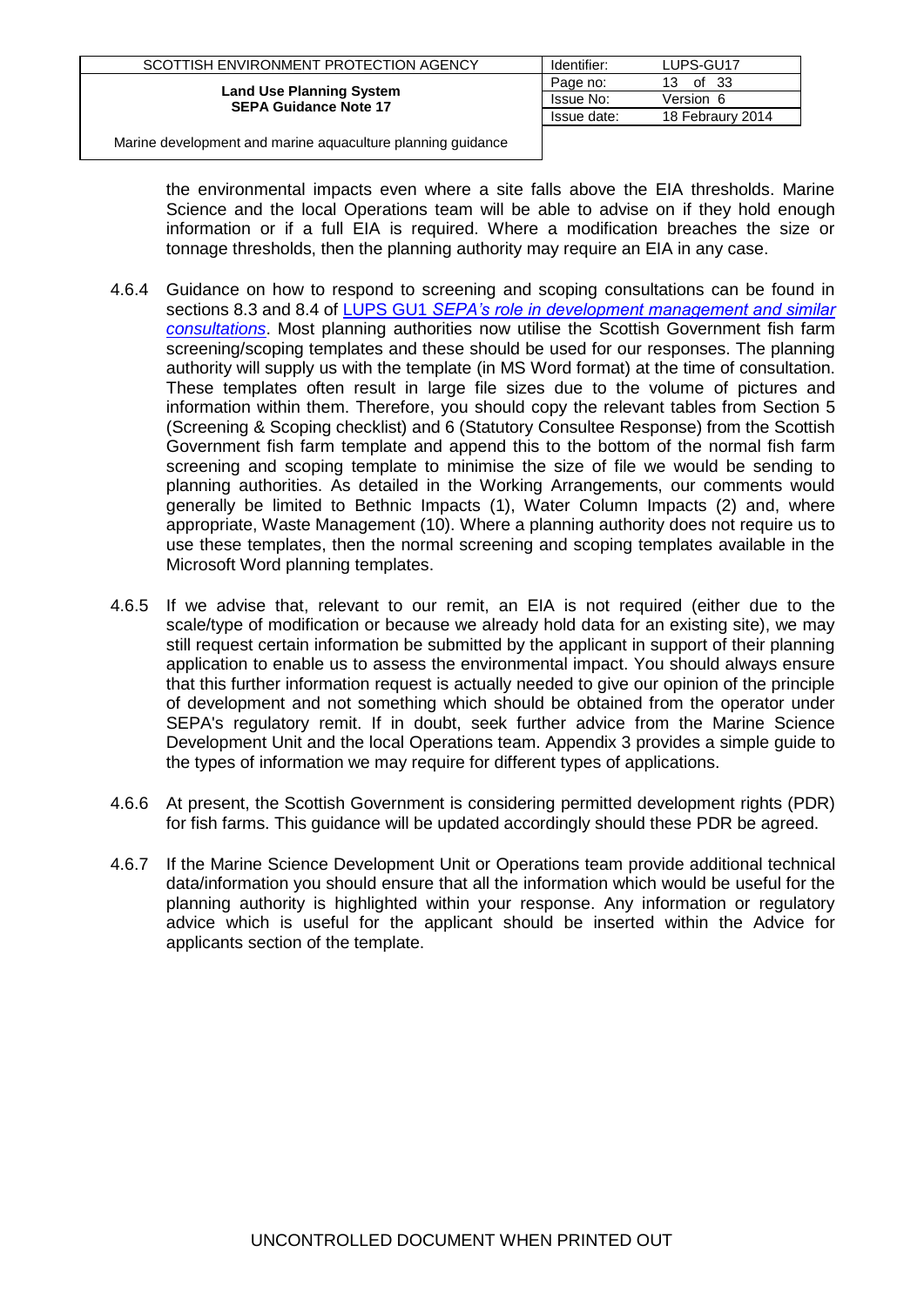the environmental impacts even where a site falls above the EIA thresholds. Marine Science and the local Operations team will be able to advise on if they hold enough information or if a full EIA is required. Where a modification breaches the size or tonnage thresholds, then the planning authority may require an EIA in any case.

4.6.4 Guidance on how to respond to screening and scoping consultations can be found in sections 8.3 and 8.4 of LUPS GU1 *SEPA's role in development management and similar consultations*. Most planning authorities now utilise the Scottish Government fish farm screening/scoping templates and these should be used for our responses. The planning authority will supply us with the template (in MS Word format) at the time of consultation. These templates often result in large file sizes due to the volume of pictures and information within them. Therefore, you should copy the relevant tables from Section 5 (Screening & Scoping checklist) and 6 (Statutory Consultee Response) from the Scottish Government fish farm template and append this to the bottom of the normal fish farm screening and scoping template to minimise the size of file we would be sending to planning authorities. As detailed in the Working Arrangements, our comments would generally be limited to Bethnic Impacts (1), Water Column Impacts (2) and, where appropriate, Waste Management (10). Where a planning authority does not require us to use these templates, then the normal screening and scoping templates available in the Microsoft Word planning templates.

4.6.5 If we advise that, relevant to our remit, an EIA is not required (either due to the scale/type of modification or because we already hold data for an existing site), we may still request certain information be submitted by the applicant in support of their planning application to enable us to assess the environmental impact. You should always ensure that this further information request is actually needed to give our opinion of the principle of development and not something which should be obtained from the operator under SEPA's regulatory remit. If in doubt, seek further advice from the Marine Science Development Unit and the local Operations team. Appendix 3 provides a simple guide to the types of information we may require for different types of applications.

4.6.6 At present, the Scottish Government is considering permitted development rights (PDR) for fish farms. This guidance will be updated accordingly should these PDR be agreed.

4.6.7 If the Marine Science Development Unit or Operations team provide additional technical data/information you should ensure that all the information which would be useful for the planning authority is highlighted within your response. Any information or regulatory advice which is useful for the applicant should be inserted within the Advice for applicants section of the template.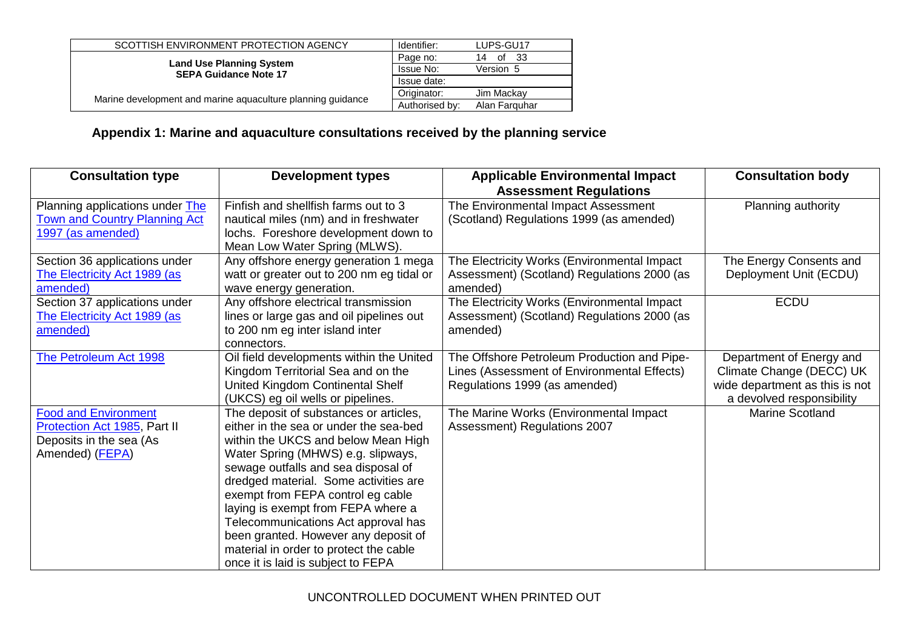## Appendix 1: Marine and aquaculture consultations received by the planning service

| Consultation type | Development types | Applicable Environmental Impact Assessment Regulations | Consultation body |
|---|---|---|---|
| Planning applications under The Town and Country Planning Act 1997 (as amended) | Finfish and shellfish farms out to 3 nautical miles (nm) and in freshwater lochs. Foreshore development down to Mean Low Water Spring (MLWS). | The Environmental Impact Assessment (Scotland) Regulations 1999 (as amended) | Planning authority |
| Section 36 applications under The Electricity Act 1989 (as amended) | Any offshore energy generation 1 mega watt or greater out to 200 nm eg tidal or wave energy generation. | The Electricity Works (Environmental Impact Assessment) (Scotland) Regulations 2000 (as amended) | The Energy Consents and Deployment Unit (ECDU) |
| Section 37 applications under The Electricity Act 1989 (as amended) | Any offshore electrical transmission lines or large gas and oil pipelines out to 200 nm eg inter island inter connectors. | The Electricity Works (Environmental Impact Assessment) (Scotland) Regulations 2000 (as amended) | ECDU |
| The Petroleum Act 1998 | Oil field developments within the United Kingdom Territorial Sea and on the United Kingdom Continental Shelf (UKCS) eg oil wells or pipelines. | The Offshore Petroleum Production and Pipe-Lines (Assessment of Environmental Effects) Regulations 1999 (as amended) | Department of Energy and Climate Change (DECC) UK wide department as this is not a devolved responsibility |
| Food and Environment Protection Act 1985, Part II Deposits in the sea (As Amended) (FEPA) | The deposit of substances or articles, either in the sea or under the sea-bed within the UKCS and below Mean High Water Spring (MHWS) e.g. slipways, sewage outfalls and sea disposal of dredged material. Some activities are exempt from FEPA control eg cable laying is exempt from FEPA where a Telecommunications Act approval has been granted. However any deposit of material in order to protect the cable once it is laid is subject to FEPA | The Marine Works (Environmental Impact Assessment) Regulations 2007 | Marine Scotland |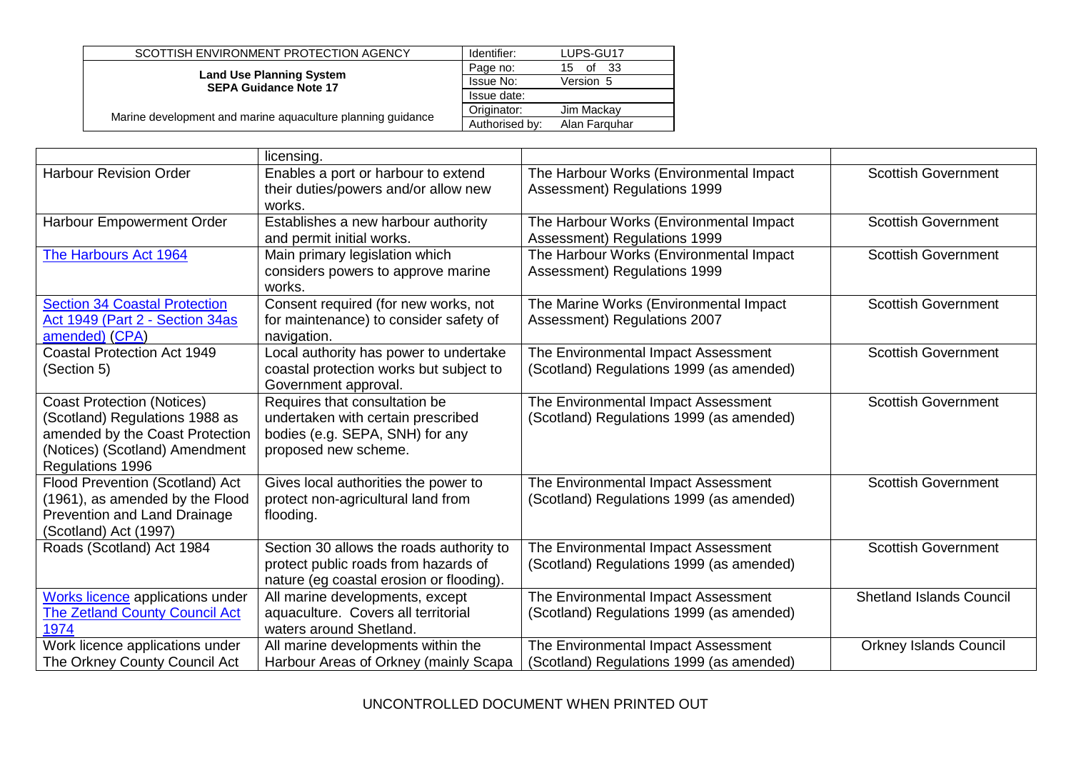|  | licensing. |  |  |
|---|---|---|---|
| Harbour Revision Order | Enables a port or harbour to extend their duties/powers and/or allow new works. | The Harbour Works (Environmental Impact Assessment) Regulations 1999 | Scottish Government |
| Harbour Empowerment Order | Establishes a new harbour authority and permit initial works. | The Harbour Works (Environmental Impact Assessment) Regulations 1999 | Scottish Government |
| The Harbours Act 1964 | Main primary legislation which considers powers to approve marine works. | The Harbour Works (Environmental Impact Assessment) Regulations 1999 | Scottish Government |
| Section 34 Coastal Protection Act 1949 (Part 2 - Section 34as amended) (CPA) | Consent required (for new works, not for maintenance) to consider safety of navigation. | The Marine Works (Environmental Impact Assessment) Regulations 2007 | Scottish Government |
| Coastal Protection Act 1949 (Section 5) | Local authority has power to undertake coastal protection works but subject to Government approval. | The Environmental Impact Assessment (Scotland) Regulations 1999 (as amended) | Scottish Government |
| Coast Protection (Notices) (Scotland) Regulations 1988 as amended by the Coast Protection (Notices) (Scotland) Amendment Regulations 1996 | Requires that consultation be undertaken with certain prescribed bodies (e.g. SEPA, SNH) for any proposed new scheme. | The Environmental Impact Assessment (Scotland) Regulations 1999 (as amended) | Scottish Government |
| Flood Prevention (Scotland) Act (1961), as amended by the Flood Prevention and Land Drainage (Scotland) Act (1997) | Gives local authorities the power to protect non-agricultural land from flooding. | The Environmental Impact Assessment (Scotland) Regulations 1999 (as amended) | Scottish Government |
| Roads (Scotland) Act 1984 | Section 30 allows the roads authority to protect public roads from hazards of nature (eg coastal erosion or flooding). | The Environmental Impact Assessment (Scotland) Regulations 1999 (as amended) | Scottish Government |
| Works licence applications under The Zetland County Council Act 1974 | All marine developments, except aquaculture. Covers all territorial waters around Shetland. | The Environmental Impact Assessment (Scotland) Regulations 1999 (as amended) | Shetland Islands Council |
| Work licence applications under The Orkney County Council Act | All marine developments within the Harbour Areas of Orkney (mainly Scapa | The Environmental Impact Assessment (Scotland) Regulations 1999 (as amended) | Orkney Islands Council |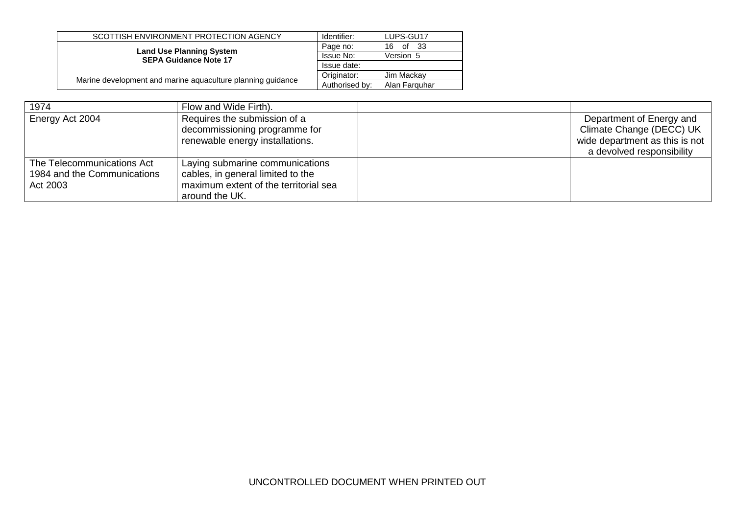| | | | |
|---|---|---|---|
| 1974 | Flow and Wide Firth). | | |
| Energy Act 2004 | Requires the submission of a decommissioning programme for renewable energy installations. | | Department of Energy and Climate Change (DECC) UK wide department as this is not a devolved responsibility |
| The Telecommunications Act 1984 and the Communications Act 2003 | Laying submarine communications cables, in general limited to the maximum extent of the territorial sea around the UK. | | |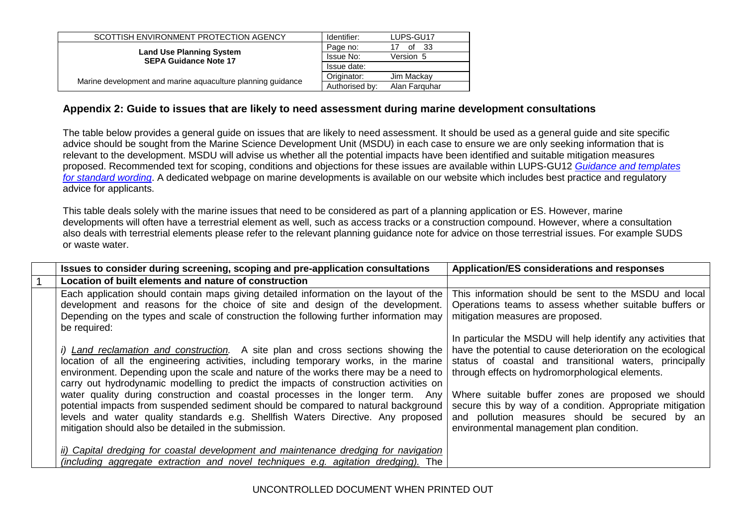## Appendix 2: Guide to issues that are likely to need assessment during marine development consultations

The table below provides a general guide on issues that are likely to need assessment. It should be used as a general guide and site specific advice should be sought from the Marine Science Development Unit (MSDU) in each case to ensure we are only seeking information that is relevant to the development. MSDU will advise us whether all the potential impacts have been identified and suitable mitigation measures proposed. Recommended text for scoping, conditions and objections for these issues are available within LUPS-GU12 *Guidance and templates for standard wording*. A dedicated webpage on marine developments is available on our website which includes best practice and regulatory advice for applicants.

This table deals solely with the marine issues that need to be considered as part of a planning application or ES. However, marine developments will often have a terrestrial element as well, such as access tracks or a construction compound. However, where a consultation also deals with terrestrial elements please refer to the relevant planning guidance note for advice on those terrestrial issues. For example SUDS or waste water.

| | Issues to consider during screening, scoping and pre-application consultations | Application/ES considerations and responses |
|---|---|---|
| 1 | **Location of built elements and nature of construction** | |
| | Each application should contain maps giving detailed information on the layout of the development and reasons for the choice of site and design of the development. Depending on the types and scale of construction the following further information may be required:<br><br>*i) Land reclamation and construction.* A site plan and cross sections showing the location of all the engineering activities, including temporary works, in the marine environment. Depending upon the scale and nature of the works there may be a need to carry out hydrodynamic modelling to predict the impacts of construction activities on water quality during construction and coastal processes in the longer term. Any potential impacts from suspended sediment should be compared to natural background levels and water quality standards e.g. Shellfish Waters Directive. Any proposed mitigation should also be detailed in the submission.<br><br>*ii) Capital dredging for coastal development and maintenance dredging for navigation (including aggregate extraction and novel techniques e.g. agitation dredging).* The | This information should be sent to the MSDU and local Operations teams to assess whether suitable buffers or mitigation measures are proposed.<br><br>In particular the MSDU will help identify any activities that have the potential to cause deterioration on the ecological status of coastal and transitional waters, principally through effects on hydromorphological elements.<br><br>Where suitable buffer zones are proposed we should secure this by way of a condition. Appropriate mitigation and pollution measures should be secured by an environmental management plan condition. |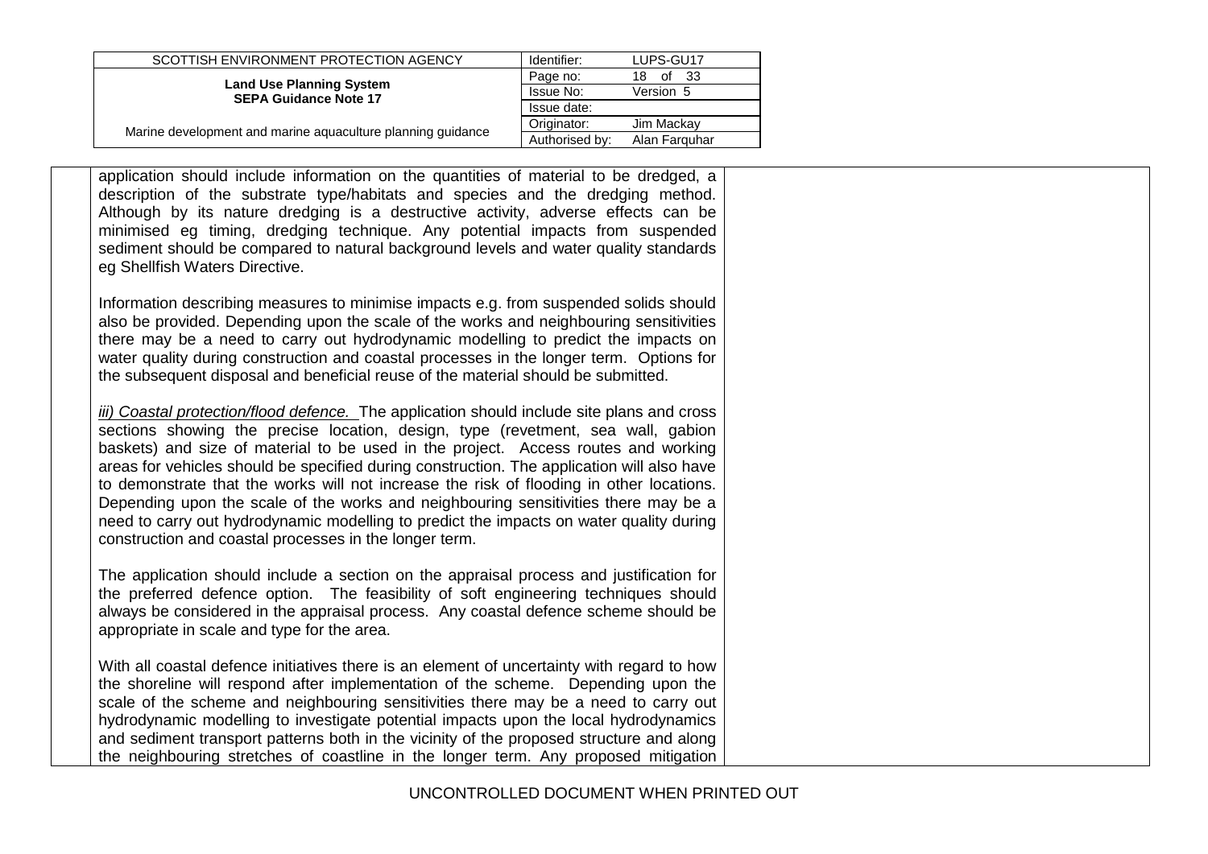application should include information on the quantities of material to be dredged, a description of the substrate type/habitats and species and the dredging method. Although by its nature dredging is a destructive activity, adverse effects can be minimised eg timing, dredging technique. Any potential impacts from suspended sediment should be compared to natural background levels and water quality standards eg Shellfish Waters Directive.

Information describing measures to minimise impacts e.g. from suspended solids should also be provided. Depending upon the scale of the works and neighbouring sensitivities there may be a need to carry out hydrodynamic modelling to predict the impacts on water quality during construction and coastal processes in the longer term. Options for the subsequent disposal and beneficial reuse of the material should be submitted.

*iii) Coastal protection/flood defence.* The application should include site plans and cross sections showing the precise location, design, type (revetment, sea wall, gabion baskets) and size of material to be used in the project. Access routes and working areas for vehicles should be specified during construction. The application will also have to demonstrate that the works will not increase the risk of flooding in other locations. Depending upon the scale of the works and neighbouring sensitivities there may be a need to carry out hydrodynamic modelling to predict the impacts on water quality during construction and coastal processes in the longer term.

The application should include a section on the appraisal process and justification for the preferred defence option. The feasibility of soft engineering techniques should always be considered in the appraisal process. Any coastal defence scheme should be appropriate in scale and type for the area.

With all coastal defence initiatives there is an element of uncertainty with regard to how the shoreline will respond after implementation of the scheme. Depending upon the scale of the scheme and neighbouring sensitivities there may be a need to carry out hydrodynamic modelling to investigate potential impacts upon the local hydrodynamics and sediment transport patterns both in the vicinity of the proposed structure and along the neighbouring stretches of coastline in the longer term. Any proposed mitigation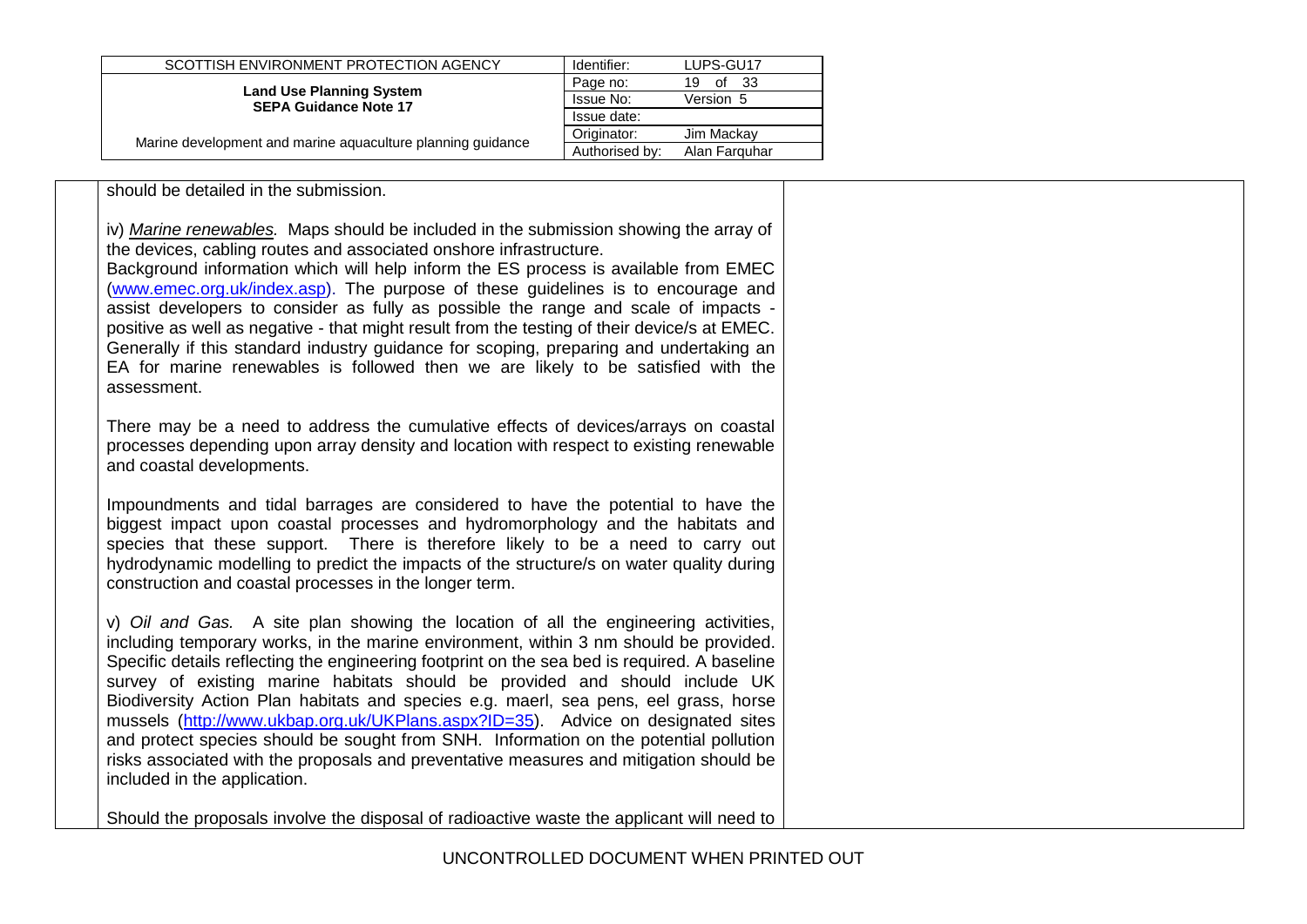should be detailed in the submission.

iv) *Marine renewables.* Maps should be included in the submission showing the array of the devices, cabling routes and associated onshore infrastructure.
Background information which will help inform the ES process is available from EMEC (www.emec.org.uk/index.asp). The purpose of these guidelines is to encourage and assist developers to consider as fully as possible the range and scale of impacts - positive as well as negative - that might result from the testing of their device/s at EMEC. Generally if this standard industry guidance for scoping, preparing and undertaking an EA for marine renewables is followed then we are likely to be satisfied with the assessment.

There may be a need to address the cumulative effects of devices/arrays on coastal processes depending upon array density and location with respect to existing renewable and coastal developments.

Impoundments and tidal barrages are considered to have the potential to have the biggest impact upon coastal processes and hydromorphology and the habitats and species that these support. There is therefore likely to be a need to carry out hydrodynamic modelling to predict the impacts of the structure/s on water quality during construction and coastal processes in the longer term.

v) *Oil and Gas.* A site plan showing the location of all the engineering activities, including temporary works, in the marine environment, within 3 nm should be provided. Specific details reflecting the engineering footprint on the sea bed is required. A baseline survey of existing marine habitats should be provided and should include UK Biodiversity Action Plan habitats and species e.g. maerl, sea pens, eel grass, horse mussels (http://www.ukbap.org.uk/UKPlans.aspx?ID=35). Advice on designated sites and protect species should be sought from SNH. Information on the potential pollution risks associated with the proposals and preventative measures and mitigation should be included in the application.

Should the proposals involve the disposal of radioactive waste the applicant will need to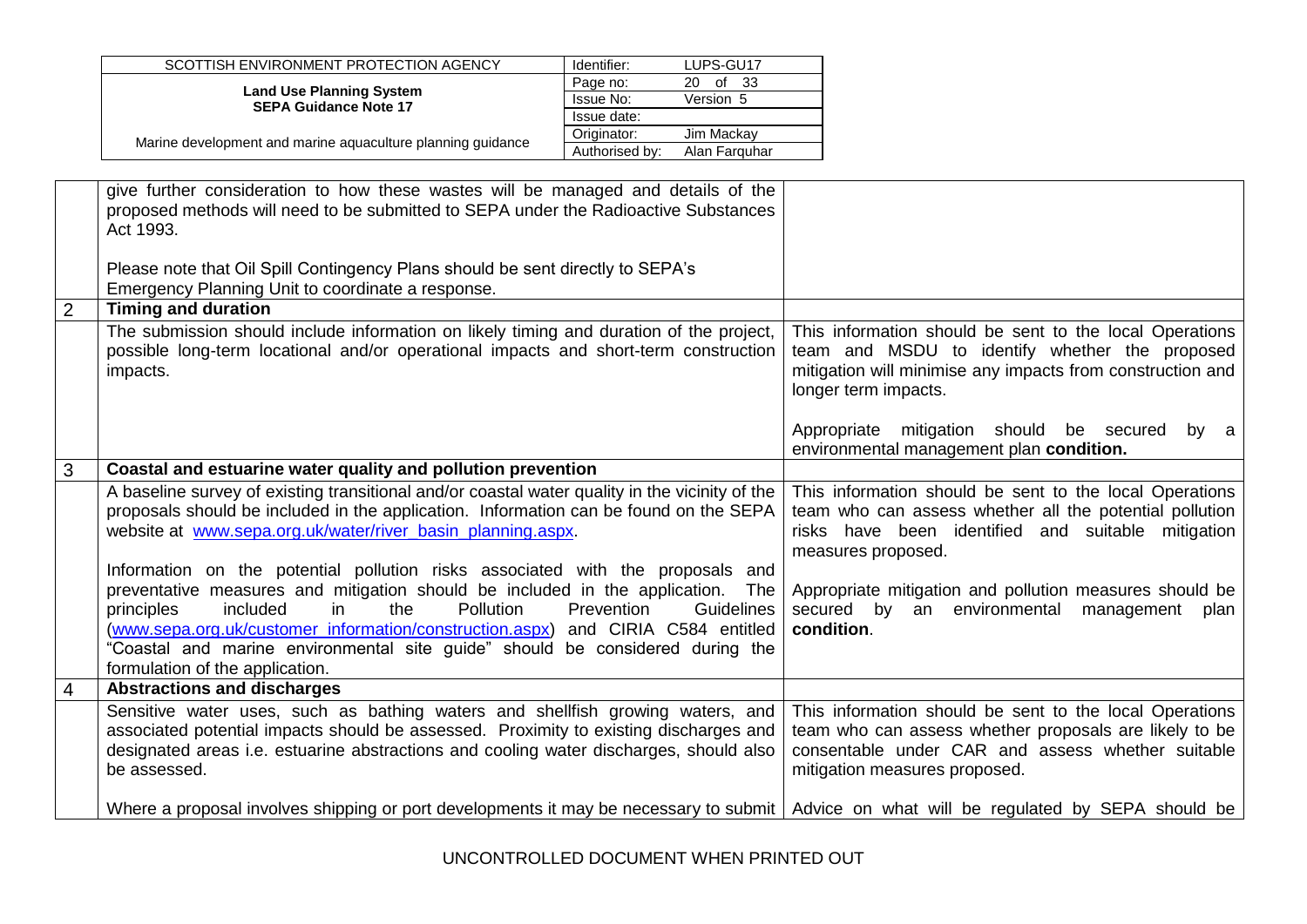| | | |
|---|---|---|
| | give further consideration to how these wastes will be managed and details of the proposed methods will need to be submitted to SEPA under the Radioactive Substances Act 1993.<br><br>Please note that Oil Spill Contingency Plans should be sent directly to SEPA's Emergency Planning Unit to coordinate a response. | |
| 2 | **Timing and duration** | |
| | The submission should include information on likely timing and duration of the project, possible long-term locational and/or operational impacts and short-term construction impacts. | This information should be sent to the local Operations team and MSDU to identify whether the proposed mitigation will minimise any impacts from construction and longer term impacts.<br><br>Appropriate mitigation should be secured by a environmental management plan **condition.** |
| 3 | **Coastal and estuarine water quality and pollution prevention** | |
| | A baseline survey of existing transitional and/or coastal water quality in the vicinity of the proposals should be included in the application. Information can be found on the SEPA website at [www.sepa.org.uk/water/river_basin_planning.aspx](www.sepa.org.uk/water/river_basin_planning.aspx).<br><br>Information on the potential pollution risks associated with the proposals and preventative measures and mitigation should be included in the application. The principles included in the Pollution Prevention Guidelines ([www.sepa.org.uk/customer_information/construction.aspx](www.sepa.org.uk/customer_information/construction.aspx)) and CIRIA C584 entitled "Coastal and marine environmental site guide" should be considered during the formulation of the application. | This information should be sent to the local Operations team who can assess whether all the potential pollution risks have been identified and suitable mitigation measures proposed.<br><br>Appropriate mitigation and pollution measures should be secured by an environmental management plan **condition**. |
| 4 | **Abstractions and discharges** | |
| | Sensitive water uses, such as bathing waters and shellfish growing waters, and associated potential impacts should be assessed. Proximity to existing discharges and designated areas i.e. estuarine abstractions and cooling water discharges, should also be assessed.<br><br>Where a proposal involves shipping or port developments it may be necessary to submit | This information should be sent to the local Operations team who can assess whether proposals are likely to be consentable under CAR and assess whether suitable mitigation measures proposed.<br><br>Advice on what will be regulated by SEPA should be |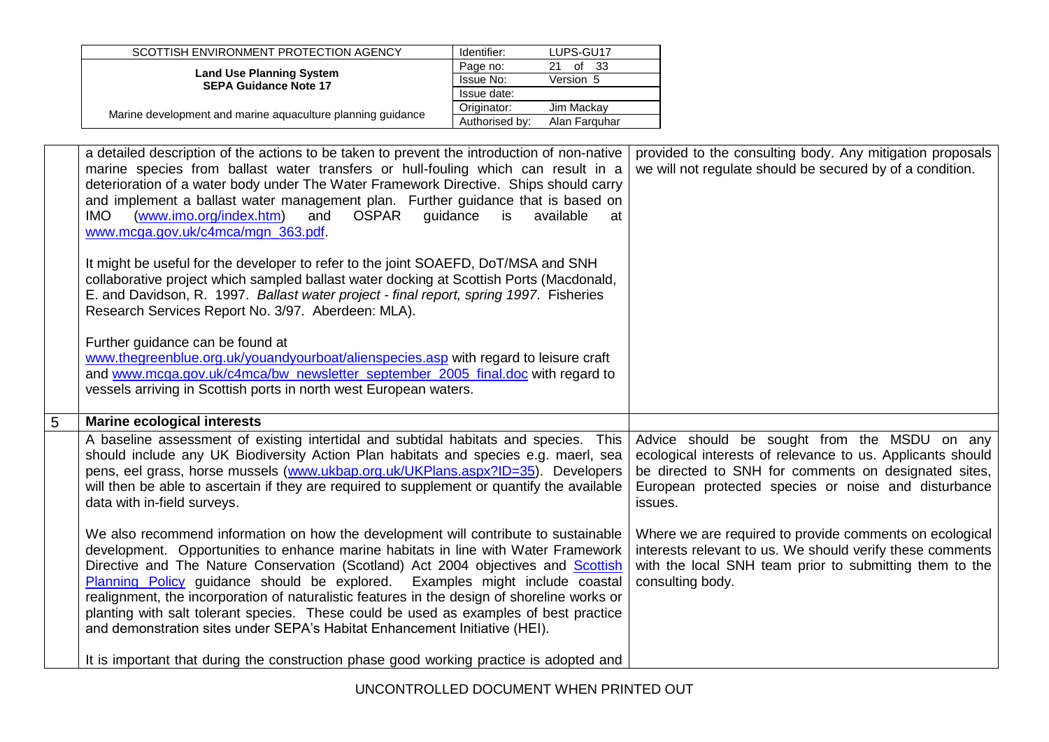| | | |
|---|---|---|
| | a detailed description of the actions to be taken to prevent the introduction of non-native marine species from ballast water transfers or hull-fouling which can result in a deterioration of a water body under The Water Framework Directive. Ships should carry and implement a ballast water management plan. Further guidance that is based on IMO ([www.imo.org/index.htm](http://www.imo.org/index.htm)) and OSPAR guidance is available at [www.mcga.gov.uk/c4mca/mgn_363.pdf](http://www.mcga.gov.uk/c4mca/mgn_363.pdf).<br><br>It might be useful for the developer to refer to the joint SOAEFD, DoT/MSA and SNH collaborative project which sampled ballast water docking at Scottish Ports (Macdonald, E. and Davidson, R. 1997. *Ballast water project - final report, spring 1997*. Fisheries Research Services Report No. 3/97. Aberdeen: MLA).<br><br>Further guidance can be found at [www.thegreenblue.org.uk/youandyourboat/alienspecies.asp](http://www.thegreenblue.org.uk/youandyourboat/alienspecies.asp) with regard to leisure craft and [www.mcga.gov.uk/c4mca/bw_newsletter_september_2005_final.doc](http://www.mcga.gov.uk/c4mca/bw_newsletter_september_2005_final.doc) with regard to vessels arriving in Scottish ports in north west European waters. | provided to the consulting body. Any mitigation proposals we will not regulate should be secured by of a condition. |
| 5 | **Marine ecological interests** | |
| | A baseline assessment of existing intertidal and subtidal habitats and species. This should include any UK Biodiversity Action Plan habitats and species e.g. maerl, sea pens, eel grass, horse mussels ([www.ukbap.org.uk/UKPlans.aspx?ID=35](http://www.ukbap.org.uk/UKPlans.aspx?ID=35)). Developers will then be able to ascertain if they are required to supplement or quantify the available data with in-field surveys.<br><br>We also recommend information on how the development will contribute to sustainable development. Opportunities to enhance marine habitats in line with Water Framework Directive and The Nature Conservation (Scotland) Act 2004 objectives and Scottish Planning Policy guidance should be explored. Examples might include coastal realignment, the incorporation of naturalistic features in the design of shoreline works or planting with salt tolerant species. These could be used as examples of best practice and demonstration sites under SEPA's Habitat Enhancement Initiative (HEI).<br><br>It is important that during the construction phase good working practice is adopted and | Advice should be sought from the MSDU on any ecological interests of relevance to us. Applicants should be directed to SNH for comments on designated sites, European protected species or noise and disturbance issues.<br><br>Where we are required to provide comments on ecological interests relevant to us. We should verify these comments with the local SNH team prior to submitting them to the consulting body. |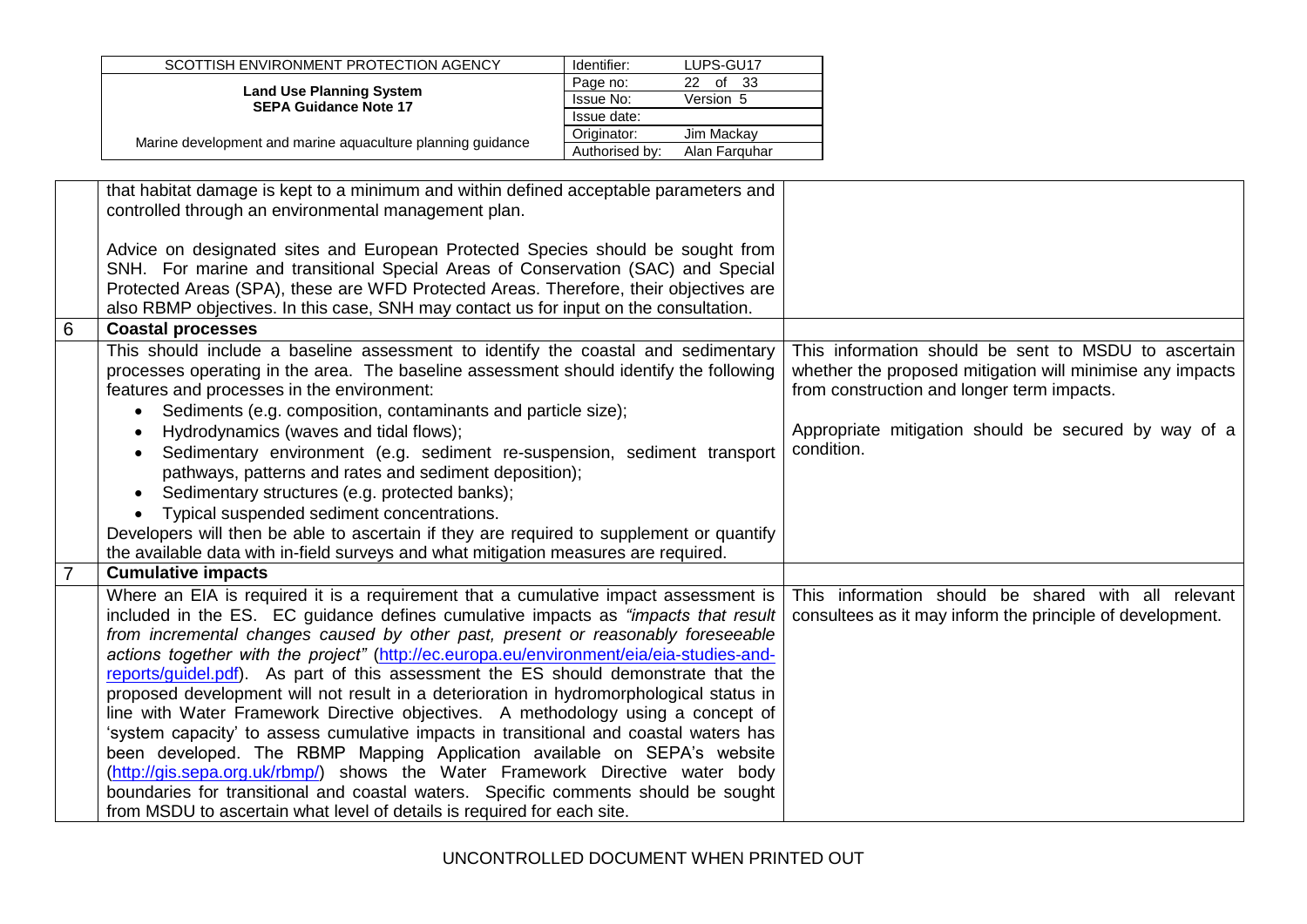| | | |
|---|---|---|
| | that habitat damage is kept to a minimum and within defined acceptable parameters and controlled through an environmental management plan.<br><br>Advice on designated sites and European Protected Species should be sought from SNH. For marine and transitional Special Areas of Conservation (SAC) and Special Protected Areas (SPA), these are WFD Protected Areas. Therefore, their objectives are also RBMP objectives. In this case, SNH may contact us for input on the consultation. | |
| 6 | **Coastal processes** | |
| | This should include a baseline assessment to identify the coastal and sedimentary processes operating in the area. The baseline assessment should identify the following features and processes in the environment:<br>• Sediments (e.g. composition, contaminants and particle size);<br>• Hydrodynamics (waves and tidal flows);<br>• Sedimentary environment (e.g. sediment re-suspension, sediment transport pathways, patterns and rates and sediment deposition);<br>• Sedimentary structures (e.g. protected banks);<br>• Typical suspended sediment concentrations.<br>Developers will then be able to ascertain if they are required to supplement or quantify the available data with in-field surveys and what mitigation measures are required. | This information should be sent to MSDU to ascertain whether the proposed mitigation will minimise any impacts from construction and longer term impacts.<br><br>Appropriate mitigation should be secured by way of a condition. |
| 7 | **Cumulative impacts** | |
| | Where an EIA is required it is a requirement that a cumulative impact assessment is included in the ES. EC guidance defines cumulative impacts as *"impacts that result from incremental changes caused by other past, present or reasonably foreseeable actions together with the project"* (http://ec.europa.eu/environment/eia/eia-studies-and-reports/guidel.pdf). As part of this assessment the ES should demonstrate that the proposed development will not result in a deterioration in hydromorphological status in line with Water Framework Directive objectives. A methodology using a concept of 'system capacity' to assess cumulative impacts in transitional and coastal waters has been developed. The RBMP Mapping Application available on SEPA's website (http://gis.sepa.org.uk/rbmp/) shows the Water Framework Directive water body boundaries for transitional and coastal waters. Specific comments should be sought from MSDU to ascertain what level of details is required for each site. | This information should be shared with all relevant consultees as it may inform the principle of development. |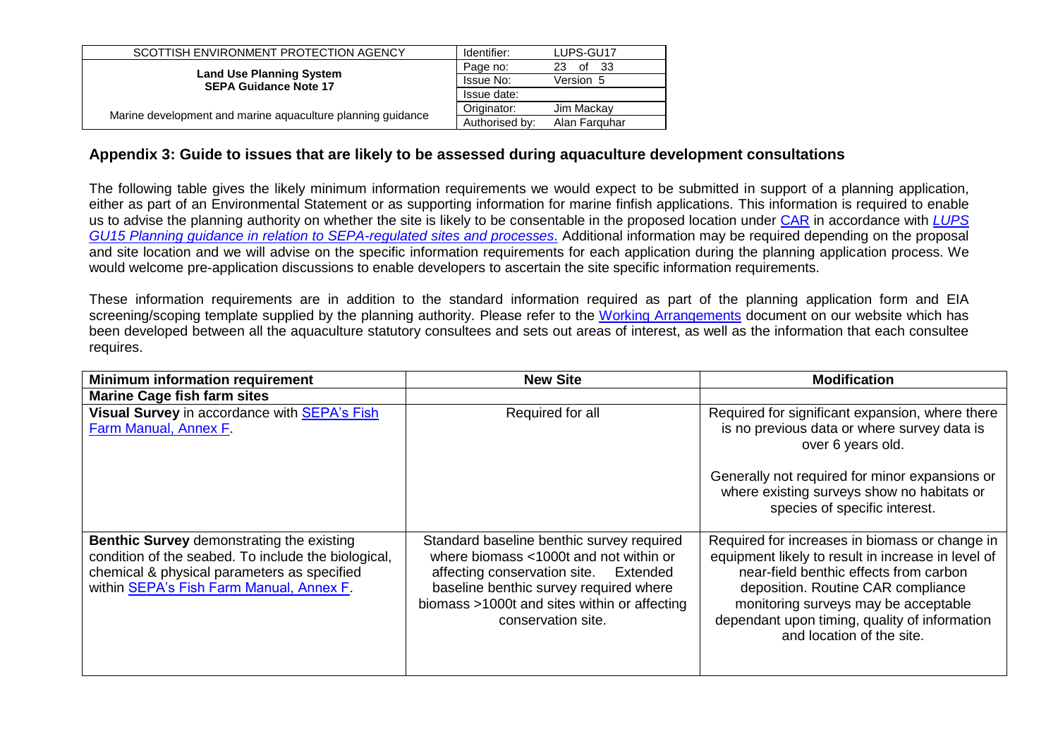## Appendix 3: Guide to issues that are likely to be assessed during aquaculture development consultations

The following table gives the likely minimum information requirements we would expect to be submitted in support of a planning application, either as part of an Environmental Statement or as supporting information for marine finfish applications. This information is required to enable us to advise the planning authority on whether the site is likely to be consentable in the proposed location under CAR in accordance with *LUPS GU15 Planning guidance in relation to SEPA-regulated sites and processes*. Additional information may be required depending on the proposal and site location and we will advise on the specific information requirements for each application during the planning application process. We would welcome pre-application discussions to enable developers to ascertain the site specific information requirements.

These information requirements are in addition to the standard information required as part of the planning application form and EIA screening/scoping template supplied by the planning authority. Please refer to the Working Arrangements document on our website which has been developed between all the aquaculture statutory consultees and sets out areas of interest, as well as the information that each consultee requires.

| Minimum information requirement | New Site | Modification |
|---|---|---|
| **Marine Cage fish farm sites** | | |
| **Visual Survey** in accordance with SEPA's Fish Farm Manual, Annex F. | Required for all | Required for significant expansion, where there is no previous data or where survey data is over 6 years old.<br><br>Generally not required for minor expansions or where existing surveys show no habitats or species of specific interest. |
| **Benthic Survey** demonstrating the existing condition of the seabed. To include the biological, chemical & physical parameters as specified within SEPA's Fish Farm Manual, Annex F. | Standard baseline benthic survey required where biomass <1000t and not within or affecting conservation site. Extended baseline benthic survey required where biomass >1000t and sites within or affecting conservation site. | Required for increases in biomass or change in equipment likely to result in increase in level of near-field benthic effects from carbon deposition. Routine CAR compliance monitoring surveys may be acceptable dependant upon timing, quality of information and location of the site. |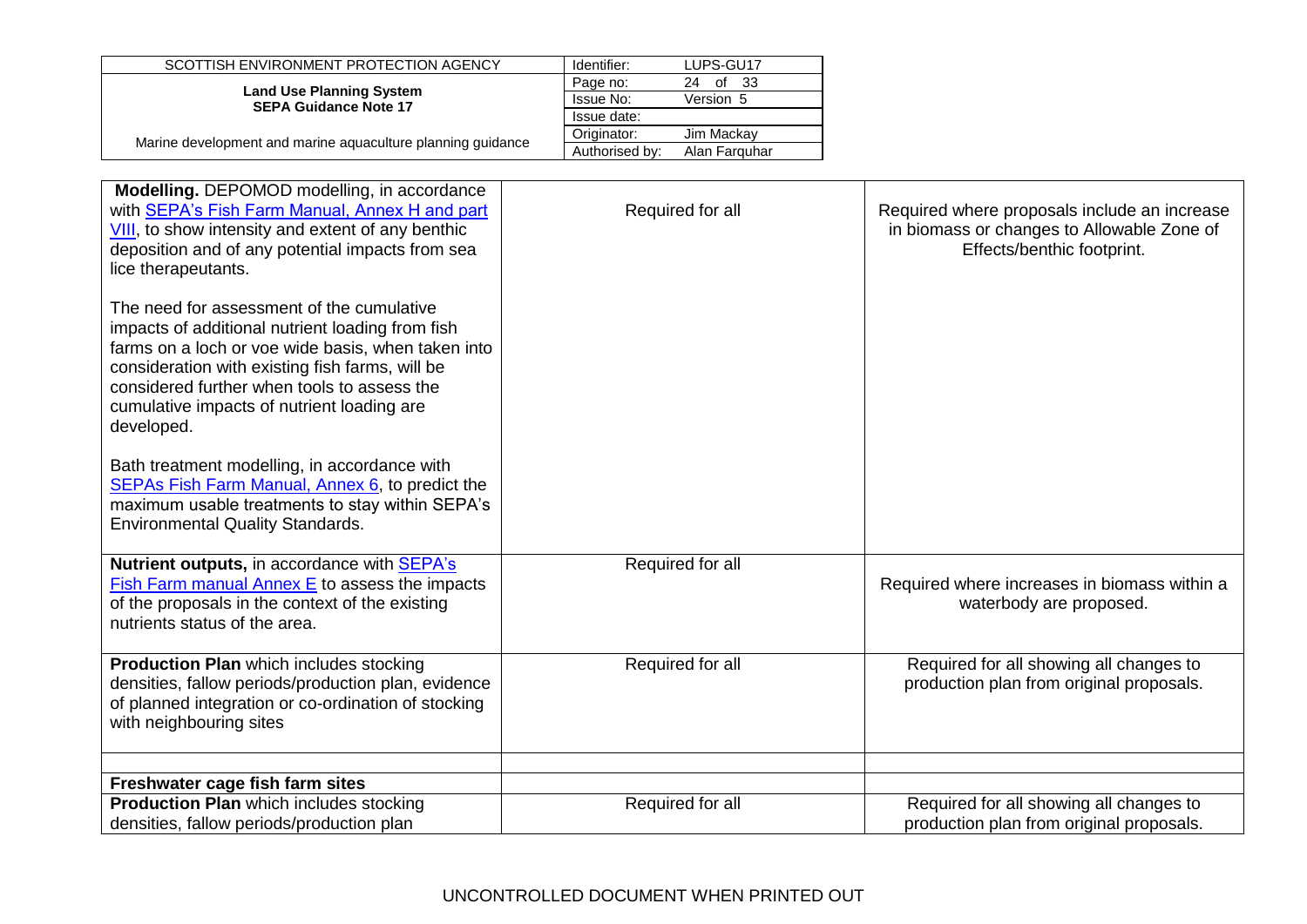| | | |
|---|---|---|
| **Modelling.** DEPOMOD modelling, in accordance with SEPA's Fish Farm Manual, Annex H and part VIII, to show intensity and extent of any benthic deposition and of any potential impacts from sea lice therapeutants.<br><br>The need for assessment of the cumulative impacts of additional nutrient loading from fish farms on a loch or voe wide basis, when taken into consideration with existing fish farms, will be considered further when tools to assess the cumulative impacts of nutrient loading are developed.<br><br>Bath treatment modelling, in accordance with SEPAs Fish Farm Manual, Annex 6, to predict the maximum usable treatments to stay within SEPA's Environmental Quality Standards. | Required for all | Required where proposals include an increase in biomass or changes to Allowable Zone of Effects/benthic footprint. |
| **Nutrient outputs,** in accordance with SEPA's Fish Farm manual Annex E to assess the impacts of the proposals in the context of the existing nutrients status of the area. | Required for all | Required where increases in biomass within a waterbody are proposed. |
| **Production Plan** which includes stocking densities, fallow periods/production plan, evidence of planned integration or co-ordination of stocking with neighbouring sites | Required for all | Required for all showing all changes to production plan from original proposals. |
| | | |
| **Freshwater cage fish farm sites** | | |
| **Production Plan** which includes stocking densities, fallow periods/production plan | Required for all | Required for all showing all changes to production plan from original proposals. |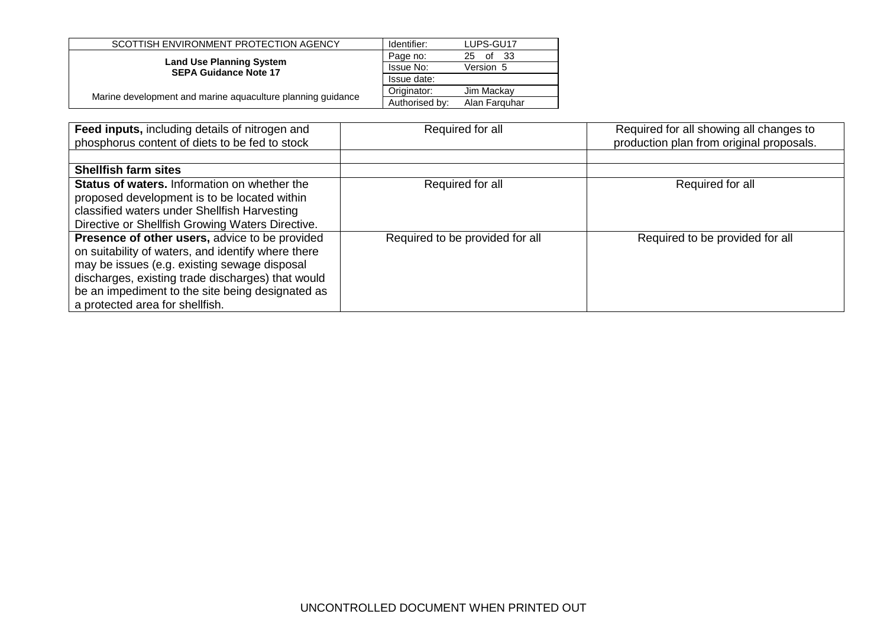| **Feed inputs,** including details of nitrogen and phosphorus content of diets to be fed to stock | Required for all | Required for all showing all changes to production plan from original proposals. |
|---|---|---|
| | | |
| **Shellfish farm sites** | | |
| **Status of waters.** Information on whether the proposed development is to be located within classified waters under Shellfish Harvesting Directive or Shellfish Growing Waters Directive. | Required for all | Required for all |
| **Presence of other users,** advice to be provided on suitability of waters, and identify where there may be issues (e.g. existing sewage disposal discharges, existing trade discharges) that would be an impediment to the site being designated as a protected area for shellfish. | Required to be provided for all | Required to be provided for all |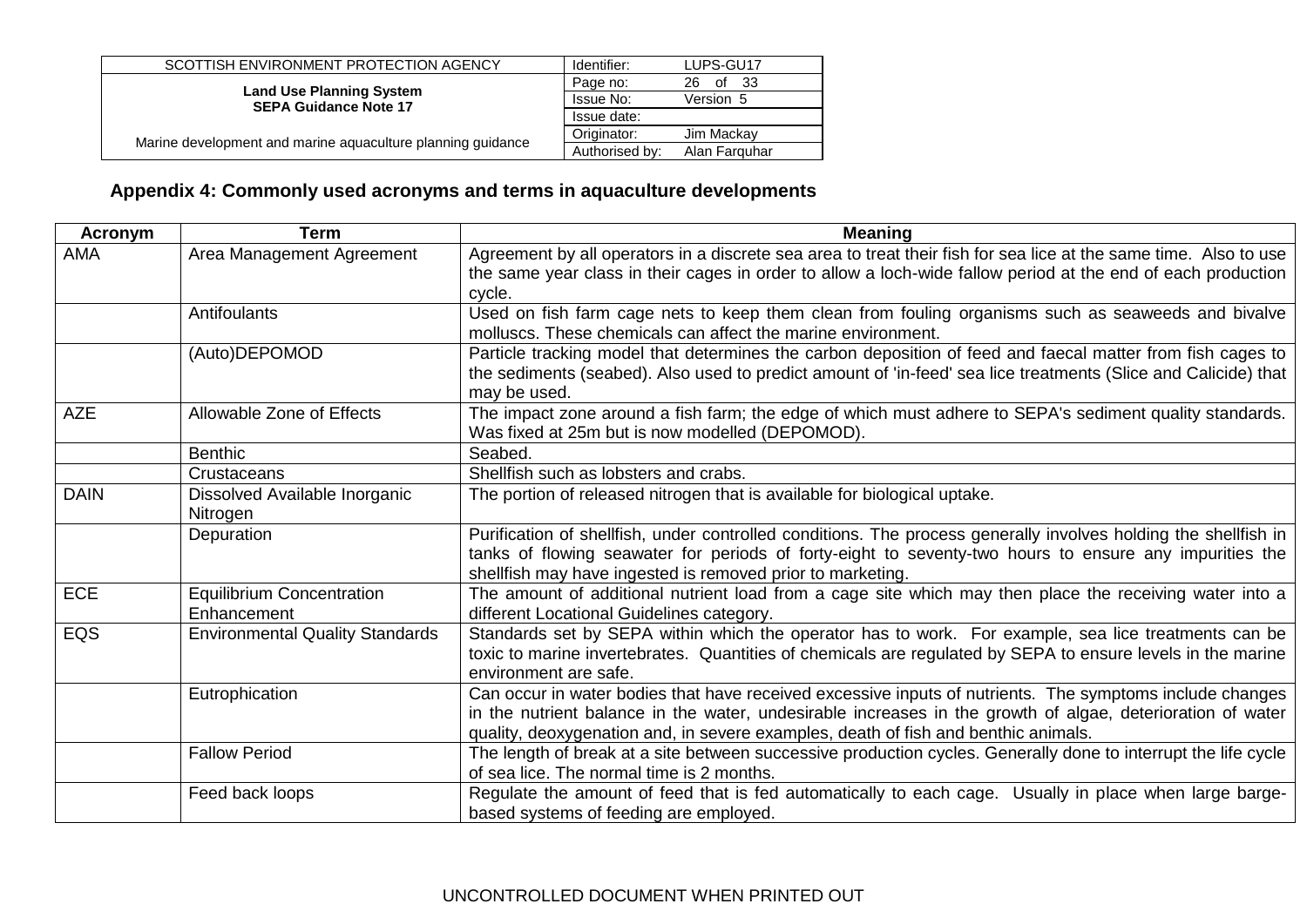## Appendix 4: Commonly used acronyms and terms in aquaculture developments

| Acronym | Term | Meaning |
|---|---|---|
| AMA | Area Management Agreement | Agreement by all operators in a discrete sea area to treat their fish for sea lice at the same time. Also to use the same year class in their cages in order to allow a loch-wide fallow period at the end of each production cycle. |
| | Antifoulants | Used on fish farm cage nets to keep them clean from fouling organisms such as seaweeds and bivalve molluscs. These chemicals can affect the marine environment. |
| | (Auto)DEPOMOD | Particle tracking model that determines the carbon deposition of feed and faecal matter from fish cages to the sediments (seabed). Also used to predict amount of 'in-feed' sea lice treatments (Slice and Calicide) that may be used. |
| AZE | Allowable Zone of Effects | The impact zone around a fish farm; the edge of which must adhere to SEPA's sediment quality standards. Was fixed at 25m but is now modelled (DEPOMOD). |
| | Benthic | Seabed. |
| | Crustaceans | Shellfish such as lobsters and crabs. |
| DAIN | Dissolved Available Inorganic Nitrogen | The portion of released nitrogen that is available for biological uptake. |
| | Depuration | Purification of shellfish, under controlled conditions. The process generally involves holding the shellfish in tanks of flowing seawater for periods of forty-eight to seventy-two hours to ensure any impurities the shellfish may have ingested is removed prior to marketing. |
| ECE | Equilibrium Concentration Enhancement | The amount of additional nutrient load from a cage site which may then place the receiving water into a different Locational Guidelines category. |
| EQS | Environmental Quality Standards | Standards set by SEPA within which the operator has to work. For example, sea lice treatments can be toxic to marine invertebrates. Quantities of chemicals are regulated by SEPA to ensure levels in the marine environment are safe. |
| | Eutrophication | Can occur in water bodies that have received excessive inputs of nutrients. The symptoms include changes in the nutrient balance in the water, undesirable increases in the growth of algae, deterioration of water quality, deoxygenation and, in severe examples, death of fish and benthic animals. |
| | Fallow Period | The length of break at a site between successive production cycles. Generally done to interrupt the life cycle of sea lice. The normal time is 2 months. |
| | Feed back loops | Regulate the amount of feed that is fed automatically to each cage. Usually in place when large barge-based systems of feeding are employed. |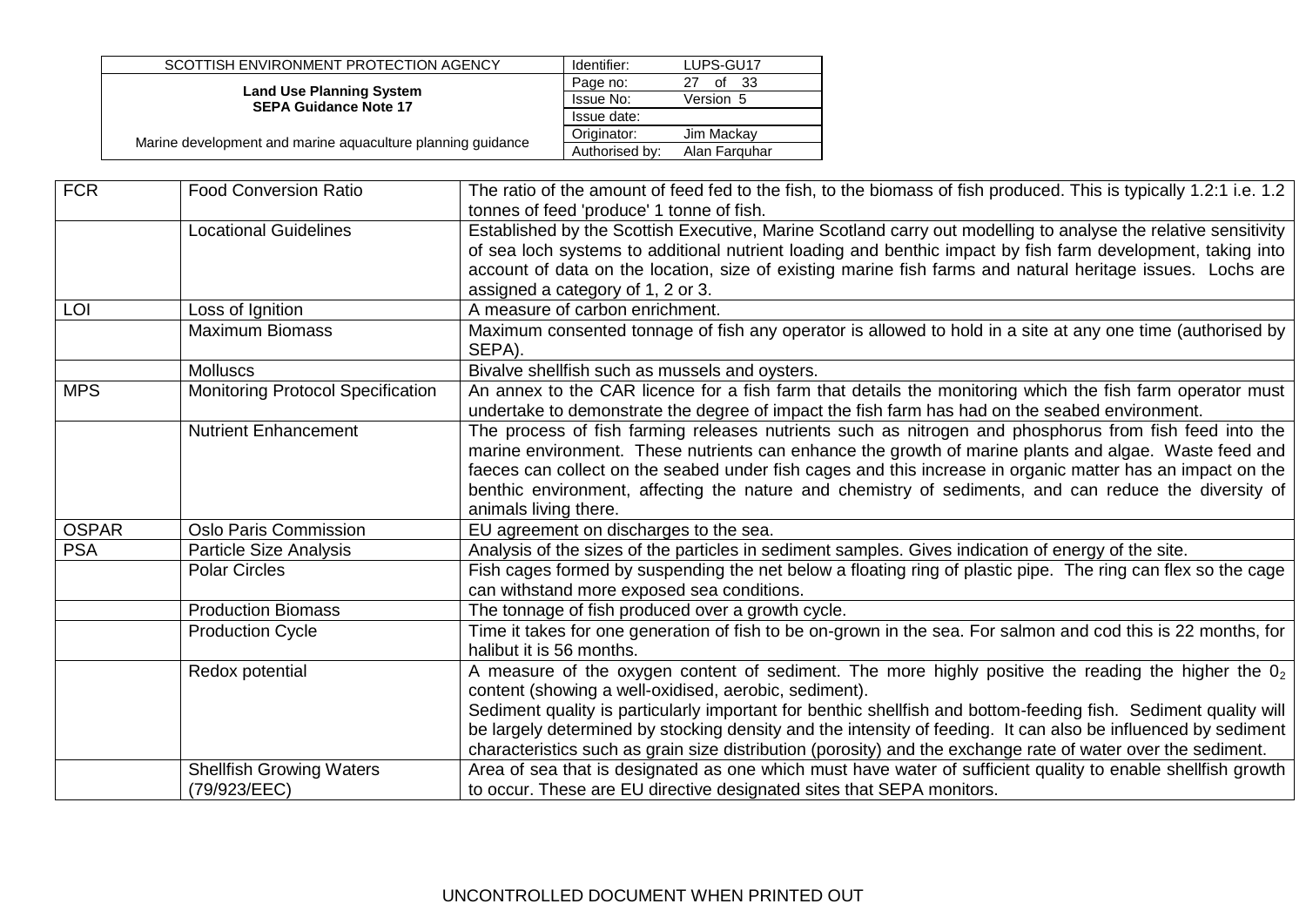| FCR | Food Conversion Ratio | The ratio of the amount of feed fed to the fish, to the biomass of fish produced. This is typically 1.2:1 i.e. 1.2 tonnes of feed 'produce' 1 tonne of fish. |
|---|---|---|
| | Locational Guidelines | Established by the Scottish Executive, Marine Scotland carry out modelling to analyse the relative sensitivity of sea loch systems to additional nutrient loading and benthic impact by fish farm development, taking into account of data on the location, size of existing marine fish farms and natural heritage issues. Lochs are assigned a category of 1, 2 or 3. |
| LOI | Loss of Ignition | A measure of carbon enrichment. |
| | Maximum Biomass | Maximum consented tonnage of fish any operator is allowed to hold in a site at any one time (authorised by SEPA). |
| | Molluscs | Bivalve shellfish such as mussels and oysters. |
| MPS | Monitoring Protocol Specification | An annex to the CAR licence for a fish farm that details the monitoring which the fish farm operator must undertake to demonstrate the degree of impact the fish farm has had on the seabed environment. |
| | Nutrient Enhancement | The process of fish farming releases nutrients such as nitrogen and phosphorus from fish feed into the marine environment. These nutrients can enhance the growth of marine plants and algae. Waste feed and faeces can collect on the seabed under fish cages and this increase in organic matter has an impact on the benthic environment, affecting the nature and chemistry of sediments, and can reduce the diversity of animals living there. |
| OSPAR | Oslo Paris Commission | EU agreement on discharges to the sea. |
| PSA | Particle Size Analysis | Analysis of the sizes of the particles in sediment samples. Gives indication of energy of the site. |
| | Polar Circles | Fish cages formed by suspending the net below a floating ring of plastic pipe. The ring can flex so the cage can withstand more exposed sea conditions. |
| | Production Biomass | The tonnage of fish produced over a growth cycle. |
| | Production Cycle | Time it takes for one generation of fish to be on-grown in the sea. For salmon and cod this is 22 months, for halibut it is 56 months. |
| | Redox potential | A measure of the oxygen content of sediment. The more highly positive the reading the higher the $0_2$ content (showing a well-oxidised, aerobic, sediment).<br>Sediment quality is particularly important for benthic shellfish and bottom-feeding fish. Sediment quality will be largely determined by stocking density and the intensity of feeding. It can also be influenced by sediment characteristics such as grain size distribution (porosity) and the exchange rate of water over the sediment. |
| | Shellfish Growing Waters (79/923/EEC) | Area of sea that is designated as one which must have water of sufficient quality to enable shellfish growth to occur. These are EU directive designated sites that SEPA monitors. |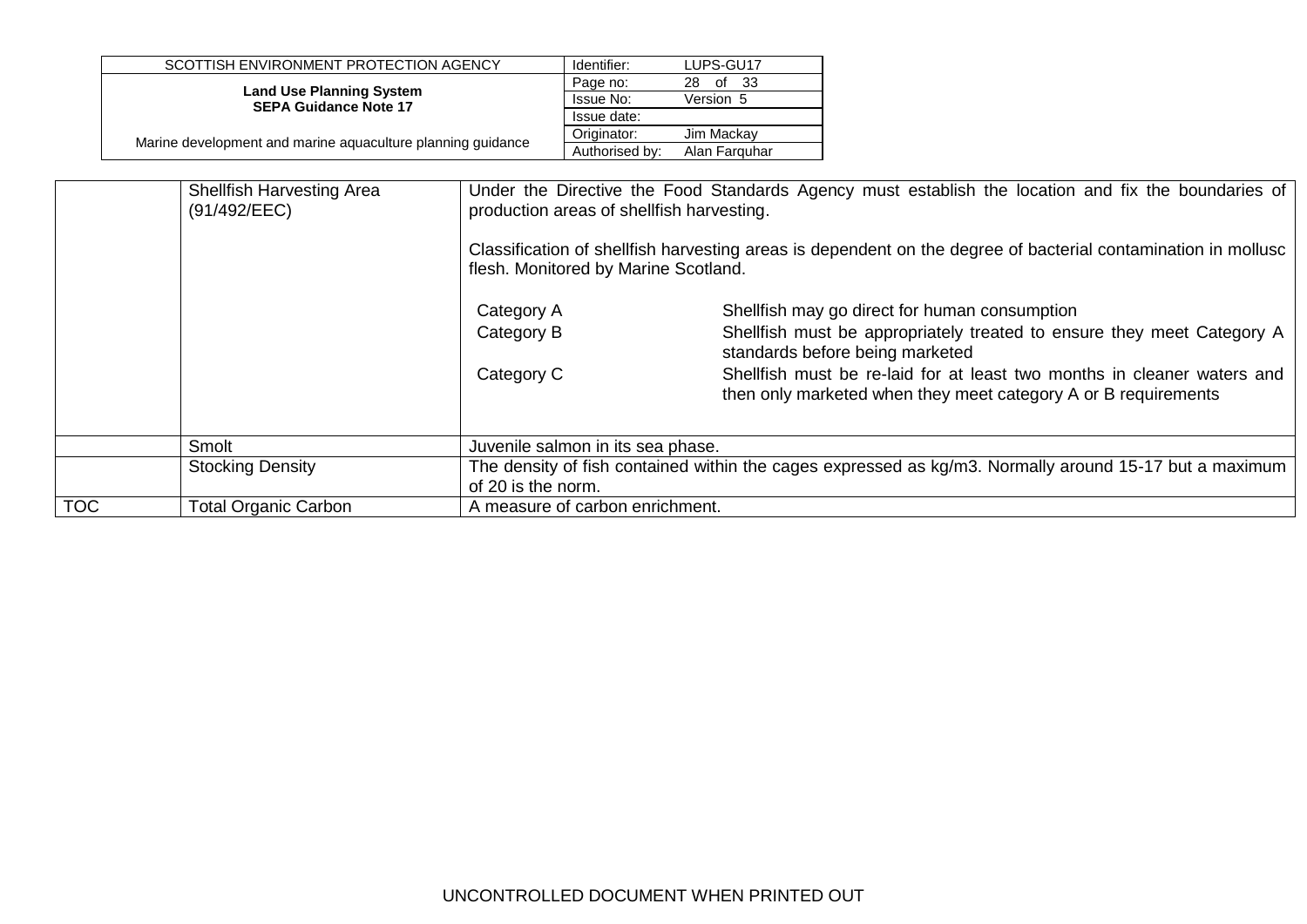| | | |
|---|---|---|
| | Shellfish Harvesting Area (91/492/EEC) | Under the Directive the Food Standards Agency must establish the location and fix the boundaries of production areas of shellfish harvesting.<br><br>Classification of shellfish harvesting areas is dependent on the degree of bacterial contamination in mollusc flesh. Monitored by Marine Scotland.<br><br>Category A — Shellfish may go direct for human consumption<br>Category B — Shellfish must be appropriately treated to ensure they meet Category A standards before being marketed<br>Category C — Shellfish must be re-laid for at least two months in cleaner waters and then only marketed when they meet category A or B requirements |
| | Smolt | Juvenile salmon in its sea phase. |
| | Stocking Density | The density of fish contained within the cages expressed as kg/m3. Normally around 15-17 but a maximum of 20 is the norm. |
| TOC | Total Organic Carbon | A measure of carbon enrichment. |

UNCONTROLLED DOCUMENT WHEN PRINTED OUT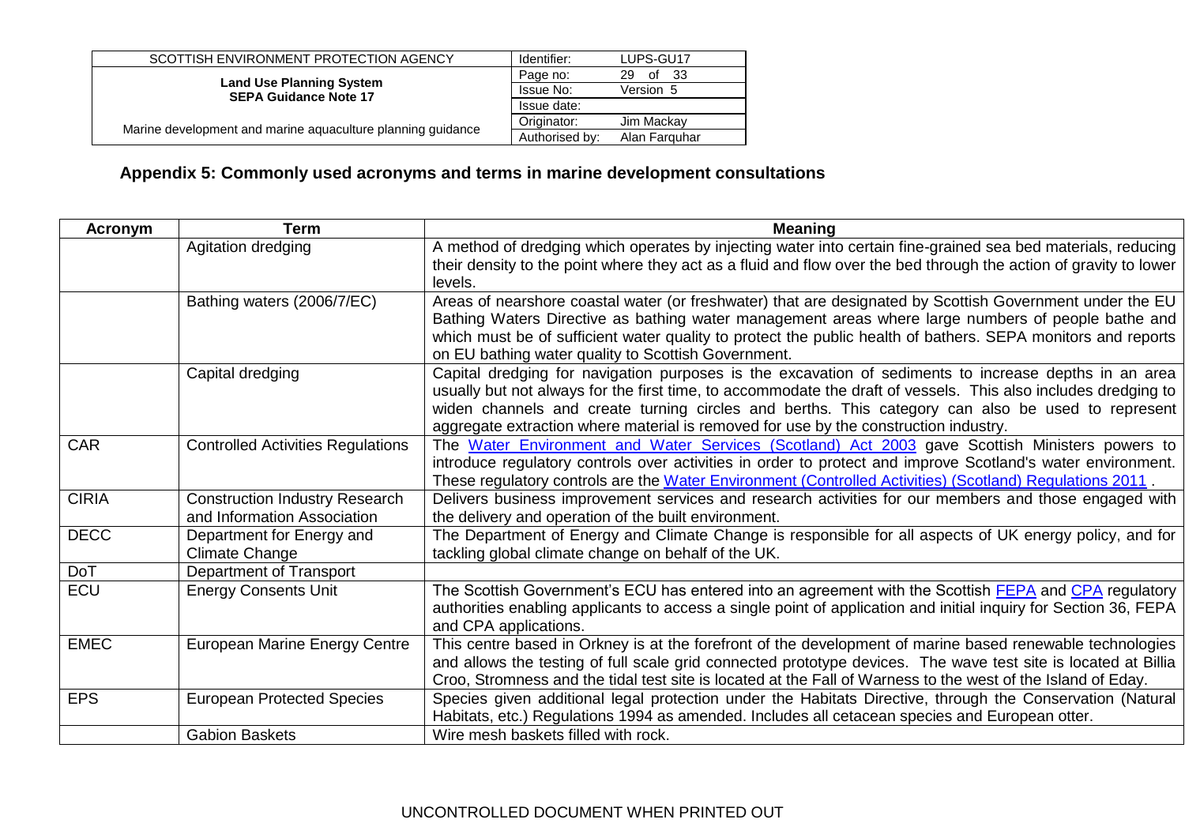## Appendix 5: Commonly used acronyms and terms in marine development consultations

| Acronym | Term | Meaning |
|---|---|---|
| | Agitation dredging | A method of dredging which operates by injecting water into certain fine-grained sea bed materials, reducing their density to the point where they act as a fluid and flow over the bed through the action of gravity to lower levels. |
| | Bathing waters (2006/7/EC) | Areas of nearshore coastal water (or freshwater) that are designated by Scottish Government under the EU Bathing Waters Directive as bathing water management areas where large numbers of people bathe and which must be of sufficient water quality to protect the public health of bathers. SEPA monitors and reports on EU bathing water quality to Scottish Government. |
| | Capital dredging | Capital dredging for navigation purposes is the excavation of sediments to increase depths in an area usually but not always for the first time, to accommodate the draft of vessels. This also includes dredging to widen channels and create turning circles and berths. This category can also be used to represent aggregate extraction where material is removed for use by the construction industry. |
| CAR | Controlled Activities Regulations | The Water Environment and Water Services (Scotland) Act 2003 gave Scottish Ministers powers to introduce regulatory controls over activities in order to protect and improve Scotland's water environment. These regulatory controls are the Water Environment (Controlled Activities) (Scotland) Regulations 2011 . |
| CIRIA | Construction Industry Research and Information Association | Delivers business improvement services and research activities for our members and those engaged with the delivery and operation of the built environment. |
| DECC | Department for Energy and Climate Change | The Department of Energy and Climate Change is responsible for all aspects of UK energy policy, and for tackling global climate change on behalf of the UK. |
| DoT | Department of Transport | |
| ECU | Energy Consents Unit | The Scottish Government's ECU has entered into an agreement with the Scottish FEPA and CPA regulatory authorities enabling applicants to access a single point of application and initial inquiry for Section 36, FEPA and CPA applications. |
| EMEC | European Marine Energy Centre | This centre based in Orkney is at the forefront of the development of marine based renewable technologies and allows the testing of full scale grid connected prototype devices. The wave test site is located at Billia Croo, Stromness and the tidal test site is located at the Fall of Warness to the west of the Island of Eday. |
| EPS | European Protected Species | Species given additional legal protection under the Habitats Directive, through the Conservation (Natural Habitats, etc.) Regulations 1994 as amended. Includes all cetacean species and European otter. |
| | Gabion Baskets | Wire mesh baskets filled with rock. |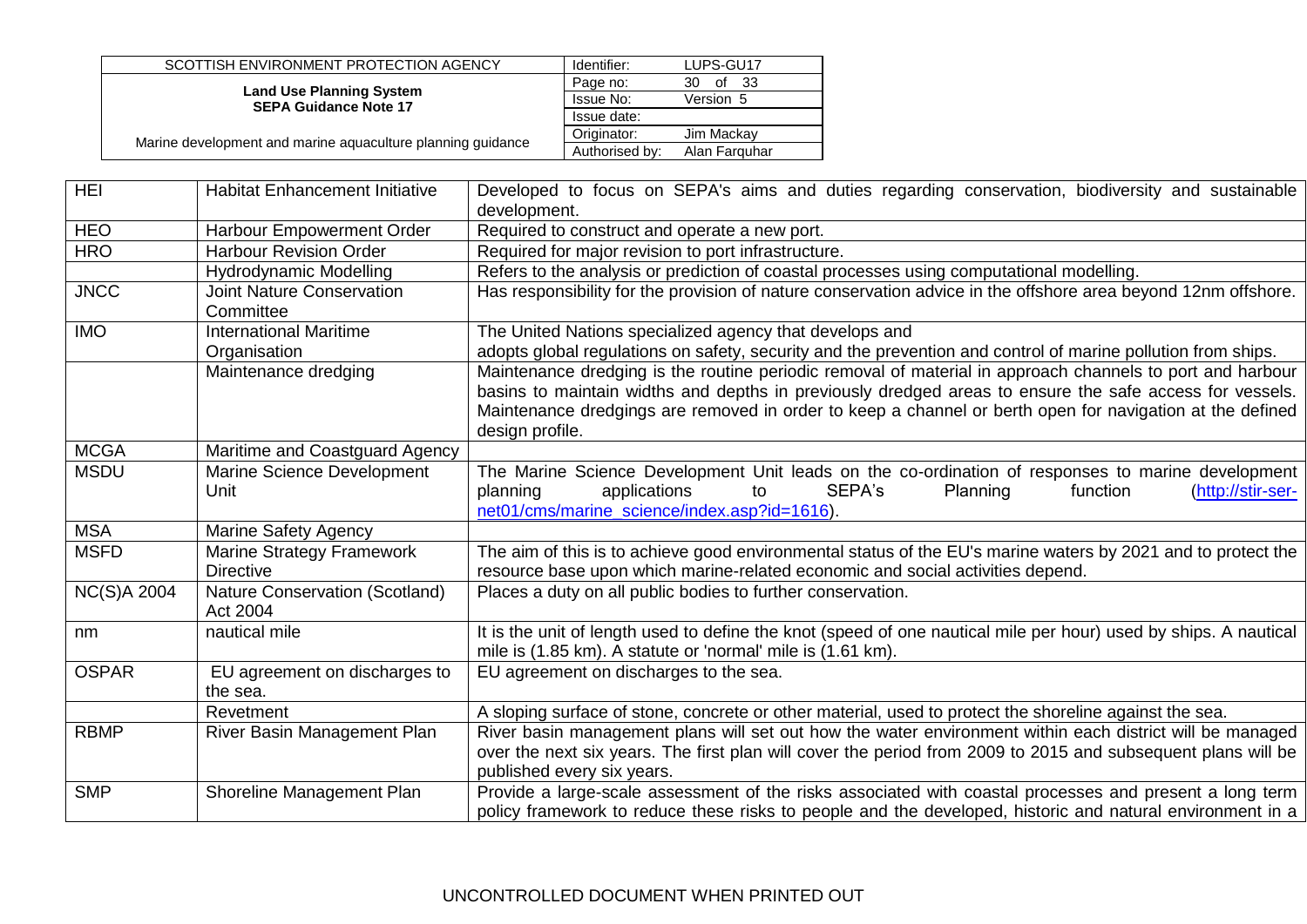| HEI | Habitat Enhancement Initiative | Developed to focus on SEPA's aims and duties regarding conservation, biodiversity and sustainable development. |
|---|---|---|
| HEO | Harbour Empowerment Order | Required to construct and operate a new port. |
| HRO | Harbour Revision Order | Required for major revision to port infrastructure. |
| | Hydrodynamic Modelling | Refers to the analysis or prediction of coastal processes using computational modelling. |
| JNCC | Joint Nature Conservation Committee | Has responsibility for the provision of nature conservation advice in the offshore area beyond 12nm offshore. |
| IMO | International Maritime Organisation | The United Nations specialized agency that develops and adopts global regulations on safety, security and the prevention and control of marine pollution from ships. |
| | Maintenance dredging | Maintenance dredging is the routine periodic removal of material in approach channels to port and harbour basins to maintain widths and depths in previously dredged areas to ensure the safe access for vessels. Maintenance dredgings are removed in order to keep a channel or berth open for navigation at the defined design profile. |
| MCGA | Maritime and Coastguard Agency | |
| MSDU | Marine Science Development Unit | The Marine Science Development Unit leads on the co-ordination of responses to marine development planning applications to SEPA's Planning function (http://stir-ser-net01/cms/marine_science/index.asp?id=1616). |
| MSA | Marine Safety Agency | |
| MSFD | Marine Strategy Framework Directive | The aim of this is to achieve good environmental status of the EU's marine waters by 2021 and to protect the resource base upon which marine-related economic and social activities depend. |
| NC(S)A 2004 | Nature Conservation (Scotland) Act 2004 | Places a duty on all public bodies to further conservation. |
| nm | nautical mile | It is the unit of length used to define the knot (speed of one nautical mile per hour) used by ships. A nautical mile is (1.85 km). A statute or 'normal' mile is (1.61 km). |
| OSPAR | EU agreement on discharges to the sea. | EU agreement on discharges to the sea. |
| | Revetment | A sloping surface of stone, concrete or other material, used to protect the shoreline against the sea. |
| RBMP | River Basin Management Plan | River basin management plans will set out how the water environment within each district will be managed over the next six years. The first plan will cover the period from 2009 to 2015 and subsequent plans will be published every six years. |
| SMP | Shoreline Management Plan | Provide a large-scale assessment of the risks associated with coastal processes and present a long term policy framework to reduce these risks to people and the developed, historic and natural environment in a |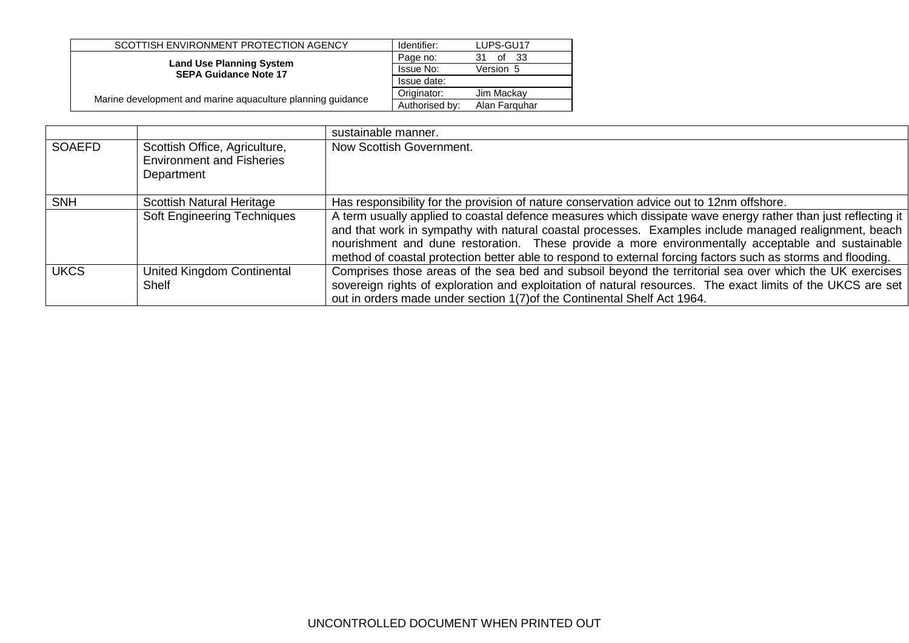| | | |
|---|---|---|
| | | sustainable manner. |
| SOAEFD | Scottish Office, Agriculture, Environment and Fisheries Department | Now Scottish Government. |
| SNH | Scottish Natural Heritage | Has responsibility for the provision of nature conservation advice out to 12nm offshore. |
| | Soft Engineering Techniques | A term usually applied to coastal defence measures which dissipate wave energy rather than just reflecting it and that work in sympathy with natural coastal processes. Examples include managed realignment, beach nourishment and dune restoration. These provide a more environmentally acceptable and sustainable method of coastal protection better able to respond to external forcing factors such as storms and flooding. |
| UKCS | United Kingdom Continental Shelf | Comprises those areas of the sea bed and subsoil beyond the territorial sea over which the UK exercises sovereign rights of exploration and exploitation of natural resources. The exact limits of the UKCS are set out in orders made under section 1(7)of the Continental Shelf Act 1964. |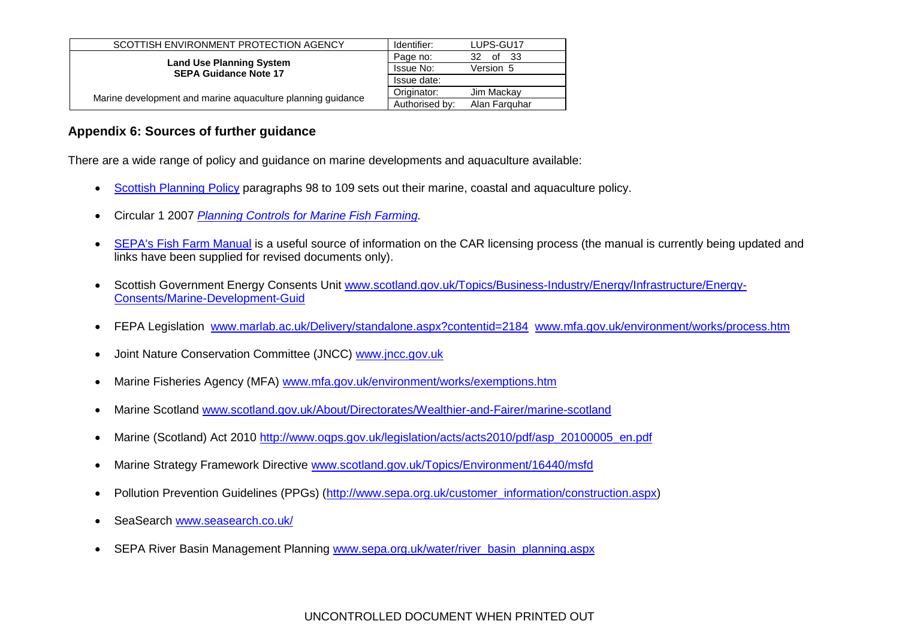## Appendix 6: Sources of further guidance

There are a wide range of policy and guidance on marine developments and aquaculture available:

- Scottish Planning Policy paragraphs 98 to 109 sets out their marine, coastal and aquaculture policy.
- Circular 1 2007 *Planning Controls for Marine Fish Farming.*
- SEPA's Fish Farm Manual is a useful source of information on the CAR licensing process (the manual is currently being updated and links have been supplied for revised documents only).
- Scottish Government Energy Consents Unit www.scotland.gov.uk/Topics/Business-Industry/Energy/Infrastructure/Energy-Consents/Marine-Development-Guid
- FEPA Legislation www.marlab.ac.uk/Delivery/standalone.aspx?contentid=2184 www.mfa.gov.uk/environment/works/process.htm
- Joint Nature Conservation Committee (JNCC) www.jncc.gov.uk
- Marine Fisheries Agency (MFA) www.mfa.gov.uk/environment/works/exemptions.htm
- Marine Scotland www.scotland.gov.uk/About/Directorates/Wealthier-and-Fairer/marine-scotland
- Marine (Scotland) Act 2010 http://www.oqps.gov.uk/legislation/acts/acts2010/pdf/asp_20100005_en.pdf
- Marine Strategy Framework Directive www.scotland.gov.uk/Topics/Environment/16440/msfd
- Pollution Prevention Guidelines (PPGs) (http://www.sepa.org.uk/customer_information/construction.aspx)
- SeaSearch www.seasearch.co.uk/
- SEPA River Basin Management Planning www.sepa.org.uk/water/river_basin_planning.aspx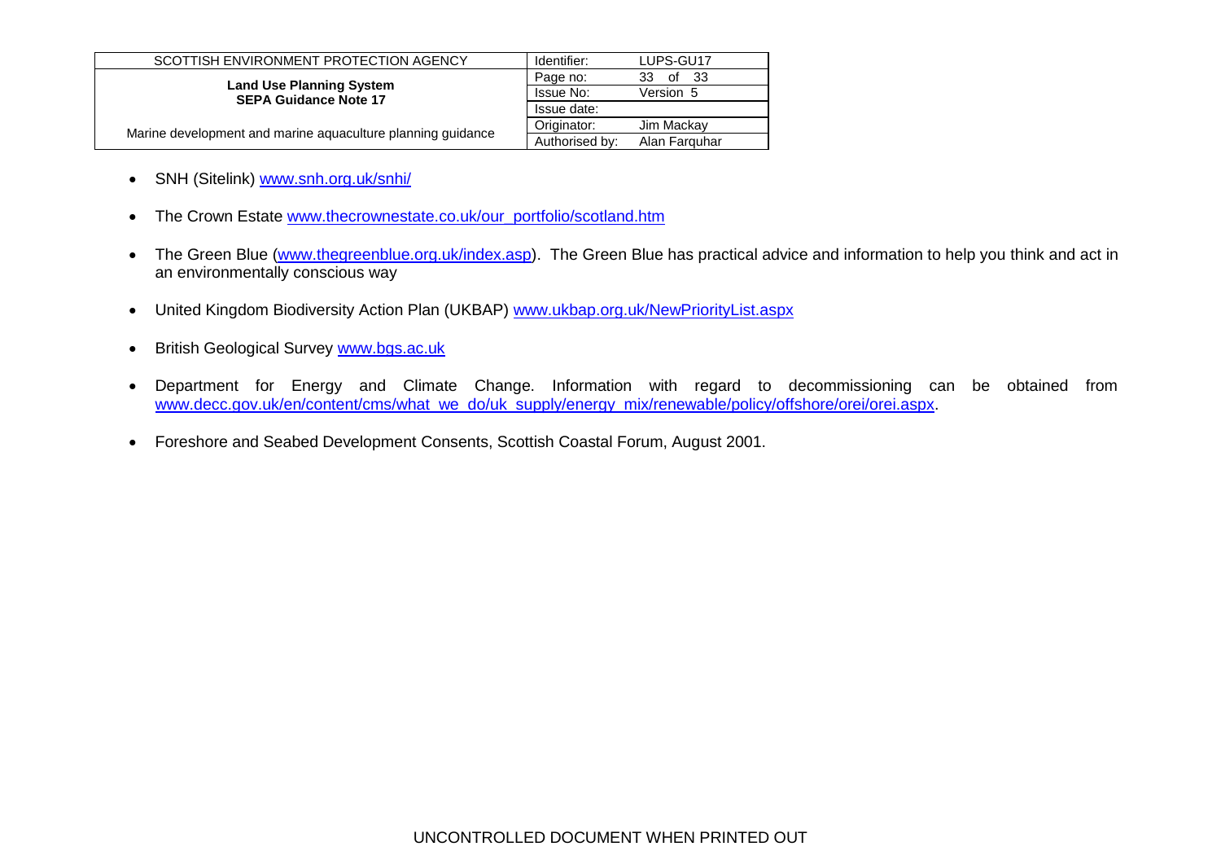- SNH (Sitelink) www.snh.org.uk/snhi/
- The Crown Estate www.thecrownestate.co.uk/our_portfolio/scotland.htm
- The Green Blue (www.thegreenblue.org.uk/index.asp). The Green Blue has practical advice and information to help you think and act in an environmentally conscious way
- United Kingdom Biodiversity Action Plan (UKBAP) www.ukbap.org.uk/NewPriorityList.aspx
- British Geological Survey www.bgs.ac.uk
- Department for Energy and Climate Change. Information with regard to decommissioning can be obtained from www.decc.gov.uk/en/content/cms/what_we_do/uk_supply/energy_mix/renewable/policy/offshore/orei/orei.aspx.
- Foreshore and Seabed Development Consents, Scottish Coastal Forum, August 2001.